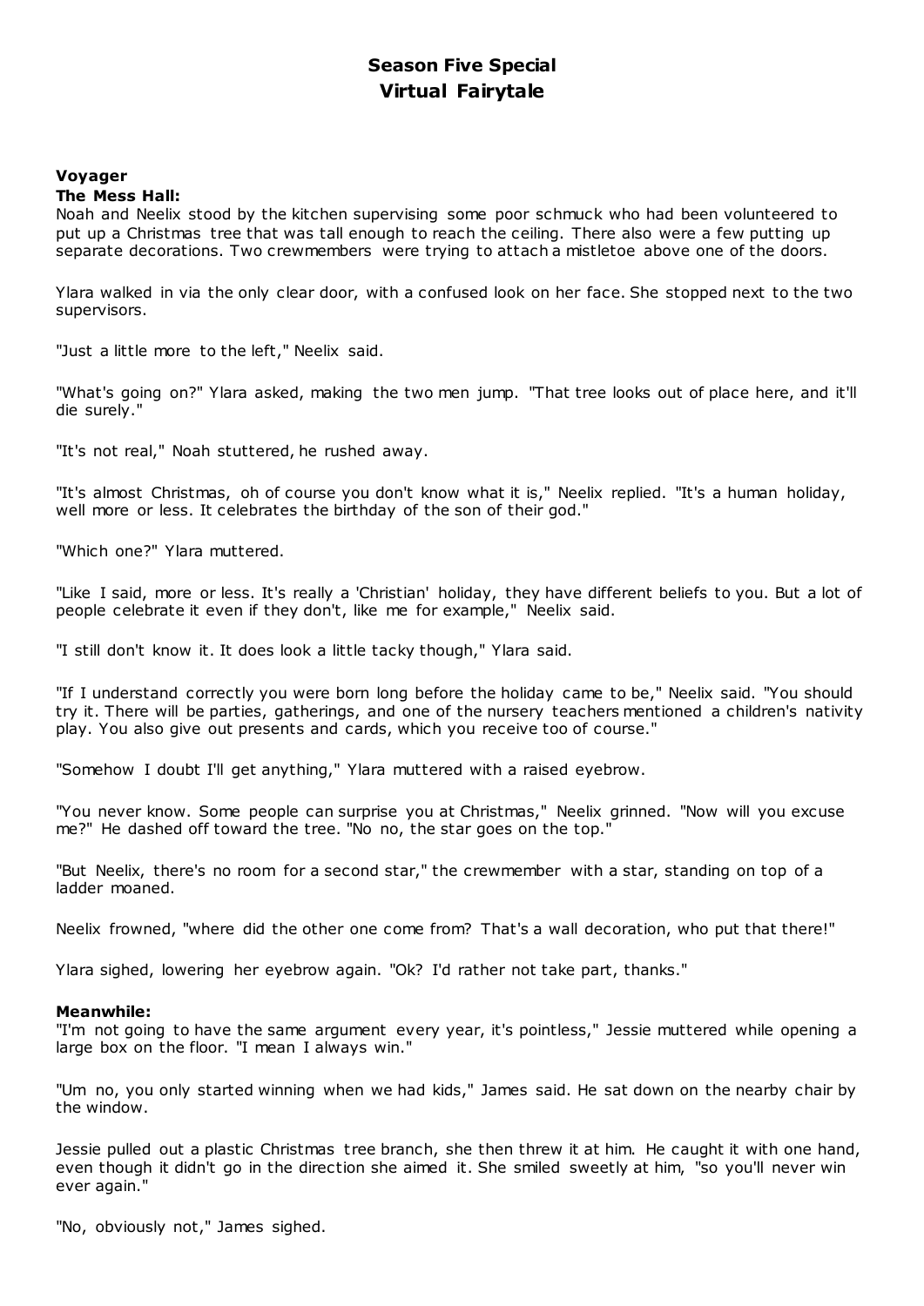# Season Five Special
# Virtual Fairytale

**Voyager**
**The Mess Hall:**
Noah and Neelix stood by the kitchen supervising some poor schmuck who had been volunteered to put up a Christmas tree that was tall enough to reach the ceiling. There also were a few putting up separate decorations. Two crewmembers were trying to attach a mistletoe above one of the doors.

Ylara walked in via the only clear door, with a confused look on her face. She stopped next to the two supervisors.

"Just a little more to the left," Neelix said.

"What's going on?" Ylara asked, making the two men jump. "That tree looks out of place here, and it'll die surely."

"It's not real," Noah stuttered, he rushed away.

"It's almost Christmas, oh of course you don't know what it is," Neelix replied. "It's a human holiday, well more or less. It celebrates the birthday of the son of their god."

"Which one?" Ylara muttered.

"Like I said, more or less. It's really a 'Christian' holiday, they have different beliefs to you. But a lot of people celebrate it even if they don't, like me for example," Neelix said.

"I still don't know it. It does look a little tacky though," Ylara said.

"If I understand correctly you were born long before the holiday came to be," Neelix said. "You should try it. There will be parties, gatherings, and one of the nursery teachers mentioned a children's nativity play. You also give out presents and cards, which you receive too of course."

"Somehow I doubt I'll get anything," Ylara muttered with a raised eyebrow.

"You never know. Some people can surprise you at Christmas," Neelix grinned. "Now will you excuse me?" He dashed off toward the tree. "No no, the star goes on the top."

"But Neelix, there's no room for a second star," the crewmember with a star, standing on top of a ladder moaned.

Neelix frowned, "where did the other one come from? That's a wall decoration, who put that there!"

Ylara sighed, lowering her eyebrow again. "Ok? I'd rather not take part, thanks."

**Meanwhile:**
"I'm not going to have the same argument every year, it's pointless," Jessie muttered while opening a large box on the floor. "I mean I always win."

"Um no, you only started winning when we had kids," James said. He sat down on the nearby chair by the window.

Jessie pulled out a plastic Christmas tree branch, she then threw it at him. He caught it with one hand, even though it didn't go in the direction she aimed it. She smiled sweetly at him, "so you'll never win ever again."

"No, obviously not," James sighed.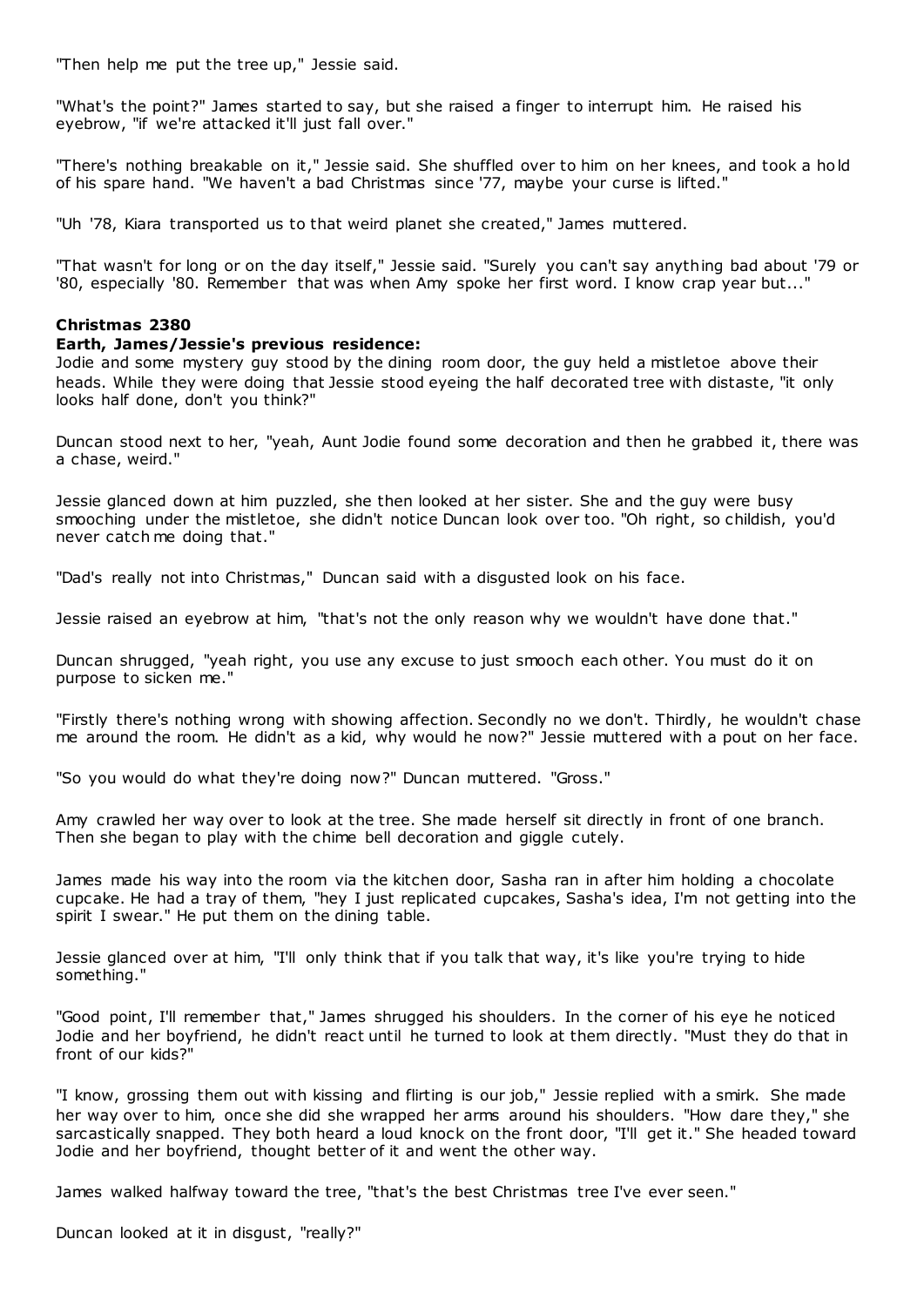"Then help me put the tree up," Jessie said.

"What's the point?" James started to say, but she raised a finger to interrupt him. He raised his eyebrow, "if we're attacked it'll just fall over."

"There's nothing breakable on it," Jessie said. She shuffled over to him on her knees, and took a hold of his spare hand. "We haven't a bad Christmas since '77, maybe your curse is lifted."

"Uh '78, Kiara transported us to that weird planet she created," James muttered.

"That wasn't for long or on the day itself," Jessie said. "Surely you can't say anything bad about '79 or '80, especially '80. Remember that was when Amy spoke her first word. I know crap year but..."

**Christmas 2380**
**Earth, James/Jessie's previous residence:**
Jodie and some mystery guy stood by the dining room door, the guy held a mistletoe above their heads. While they were doing that Jessie stood eyeing the half decorated tree with distaste, "it only looks half done, don't you think?"

Duncan stood next to her, "yeah, Aunt Jodie found some decoration and then he grabbed it, there was a chase, weird."

Jessie glanced down at him puzzled, she then looked at her sister. She and the guy were busy smooching under the mistletoe, she didn't notice Duncan look over too. "Oh right, so childish, you'd never catch me doing that."

"Dad's really not into Christmas," Duncan said with a disgusted look on his face.

Jessie raised an eyebrow at him, "that's not the only reason why we wouldn't have done that."

Duncan shrugged, "yeah right, you use any excuse to just smooch each other. You must do it on purpose to sicken me."

"Firstly there's nothing wrong with showing affection. Secondly no we don't. Thirdly, he wouldn't chase me around the room. He didn't as a kid, why would he now?" Jessie muttered with a pout on her face.

"So you would do what they're doing now?" Duncan muttered. "Gross."

Amy crawled her way over to look at the tree. She made herself sit directly in front of one branch. Then she began to play with the chime bell decoration and giggle cutely.

James made his way into the room via the kitchen door, Sasha ran in after him holding a chocolate cupcake. He had a tray of them, "hey I just replicated cupcakes, Sasha's idea, I'm not getting into the spirit I swear." He put them on the dining table.

Jessie glanced over at him, "I'll only think that if you talk that way, it's like you're trying to hide something."

"Good point, I'll remember that," James shrugged his shoulders. In the corner of his eye he noticed Jodie and her boyfriend, he didn't react until he turned to look at them directly. "Must they do that in front of our kids?"

"I know, grossing them out with kissing and flirting is our job," Jessie replied with a smirk. She made her way over to him, once she did she wrapped her arms around his shoulders. "How dare they," she sarcastically snapped. They both heard a loud knock on the front door, "I'll get it." She headed toward Jodie and her boyfriend, thought better of it and went the other way.

James walked halfway toward the tree, "that's the best Christmas tree I've ever seen."

Duncan looked at it in disgust, "really?"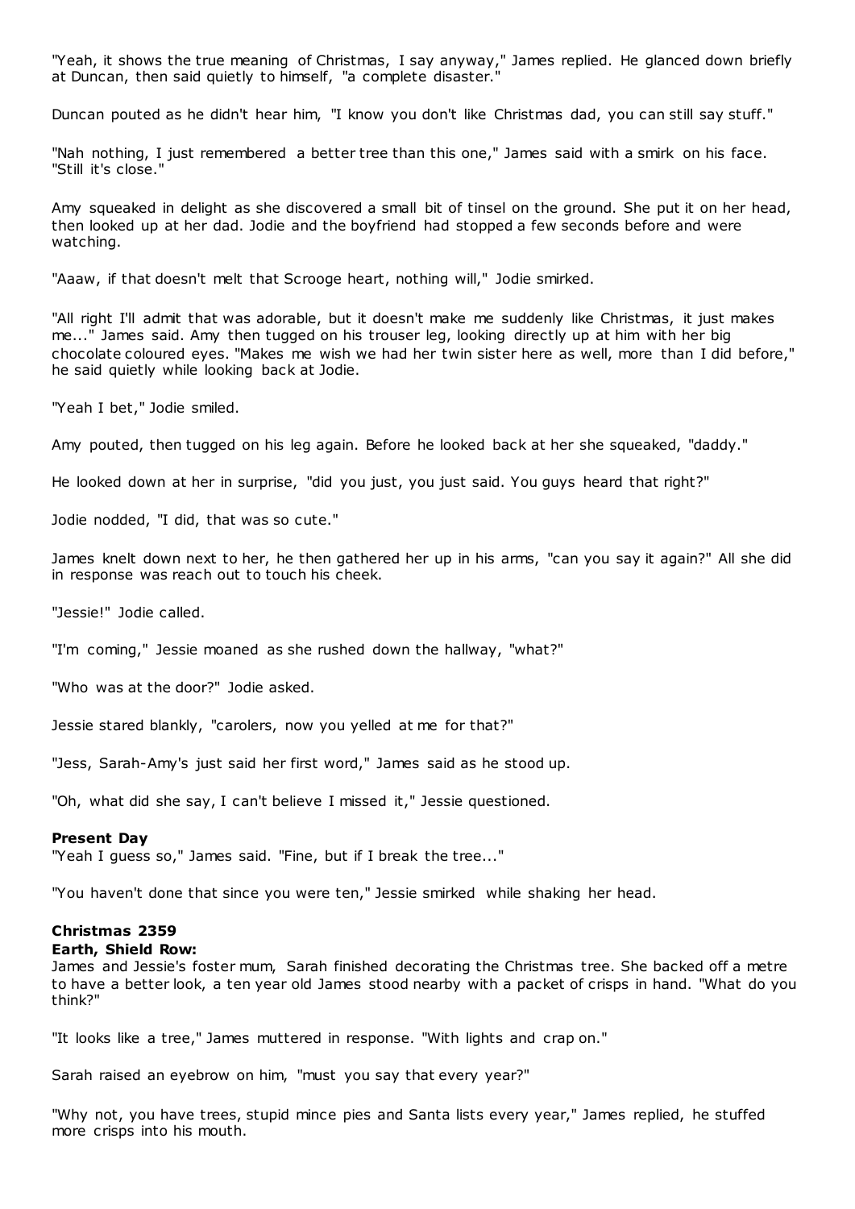"Yeah, it shows the true meaning of Christmas, I say anyway," James replied. He glanced down briefly at Duncan, then said quietly to himself, "a complete disaster."

Duncan pouted as he didn't hear him, "I know you don't like Christmas dad, you can still say stuff."

"Nah nothing, I just remembered a better tree than this one," James said with a smirk on his face. "Still it's close."

Amy squeaked in delight as she discovered a small bit of tinsel on the ground. She put it on her head, then looked up at her dad. Jodie and the boyfriend had stopped a few seconds before and were watching.

"Aaaw, if that doesn't melt that Scrooge heart, nothing will," Jodie smirked.

"All right I'll admit that was adorable, but it doesn't make me suddenly like Christmas, it just makes me..." James said. Amy then tugged on his trouser leg, looking directly up at him with her big chocolate coloured eyes. "Makes me wish we had her twin sister here as well, more than I did before," he said quietly while looking back at Jodie.

"Yeah I bet," Jodie smiled.

Amy pouted, then tugged on his leg again. Before he looked back at her she squeaked, "daddy."

He looked down at her in surprise, "did you just, you just said. You guys heard that right?"

Jodie nodded, "I did, that was so cute."

James knelt down next to her, he then gathered her up in his arms, "can you say it again?" All she did in response was reach out to touch his cheek.

"Jessie!" Jodie called.

"I'm coming," Jessie moaned as she rushed down the hallway, "what?"

"Who was at the door?" Jodie asked.

Jessie stared blankly, "carolers, now you yelled at me for that?"

"Jess, Sarah-Amy's just said her first word," James said as he stood up.

"Oh, what did she say, I can't believe I missed it," Jessie questioned.

**Present Day**

"Yeah I guess so," James said. "Fine, but if I break the tree..."

"You haven't done that since you were ten," Jessie smirked while shaking her head.

**Christmas 2359**

**Earth, Shield Row:**

James and Jessie's foster mum, Sarah finished decorating the Christmas tree. She backed off a metre to have a better look, a ten year old James stood nearby with a packet of crisps in hand. "What do you think?"

"It looks like a tree," James muttered in response. "With lights and crap on."

Sarah raised an eyebrow on him, "must you say that every year?"

"Why not, you have trees, stupid mince pies and Santa lists every year," James replied, he stuffed more crisps into his mouth.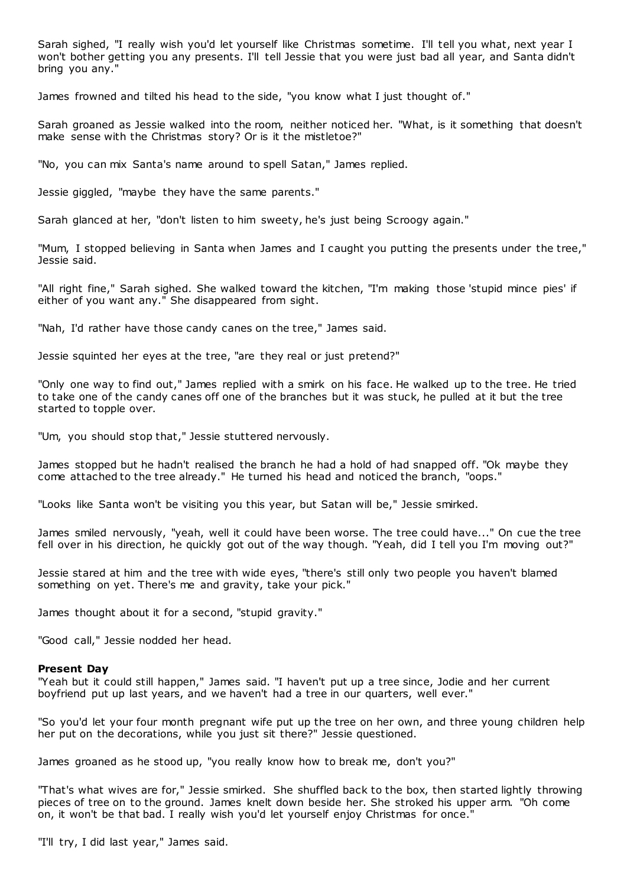Sarah sighed, "I really wish you'd let yourself like Christmas sometime. I'll tell you what, next year I won't bother getting you any presents. I'll tell Jessie that you were just bad all year, and Santa didn't bring you any."

James frowned and tilted his head to the side, "you know what I just thought of."

Sarah groaned as Jessie walked into the room, neither noticed her. "What, is it something that doesn't make sense with the Christmas story? Or is it the mistletoe?"

"No, you can mix Santa's name around to spell Satan," James replied.

Jessie giggled, "maybe they have the same parents."

Sarah glanced at her, "don't listen to him sweety, he's just being Scroogy again."

"Mum, I stopped believing in Santa when James and I caught you putting the presents under the tree," Jessie said.

"All right fine," Sarah sighed. She walked toward the kitchen, "I'm making those 'stupid mince pies' if either of you want any." She disappeared from sight.

"Nah, I'd rather have those candy canes on the tree," James said.

Jessie squinted her eyes at the tree, "are they real or just pretend?"

"Only one way to find out," James replied with a smirk on his face. He walked up to the tree. He tried to take one of the candy canes off one of the branches but it was stuck, he pulled at it but the tree started to topple over.

"Um, you should stop that," Jessie stuttered nervously.

James stopped but he hadn't realised the branch he had a hold of had snapped off. "Ok maybe they come attached to the tree already." He turned his head and noticed the branch, "oops."

"Looks like Santa won't be visiting you this year, but Satan will be," Jessie smirked.

James smiled nervously, "yeah, well it could have been worse. The tree could have..." On cue the tree fell over in his direction, he quickly got out of the way though. "Yeah, did I tell you I'm moving out?"

Jessie stared at him and the tree with wide eyes, "there's still only two people you haven't blamed something on yet. There's me and gravity, take your pick."

James thought about it for a second, "stupid gravity."

"Good call," Jessie nodded her head.

**Present Day**

"Yeah but it could still happen," James said. "I haven't put up a tree since, Jodie and her current boyfriend put up last years, and we haven't had a tree in our quarters, well ever."

"So you'd let your four month pregnant wife put up the tree on her own, and three young children help her put on the decorations, while you just sit there?" Jessie questioned.

James groaned as he stood up, "you really know how to break me, don't you?"

"That's what wives are for," Jessie smirked. She shuffled back to the box, then started lightly throwing pieces of tree on to the ground. James knelt down beside her. She stroked his upper arm. "Oh come on, it won't be that bad. I really wish you'd let yourself enjoy Christmas for once."

"I'll try, I did last year," James said.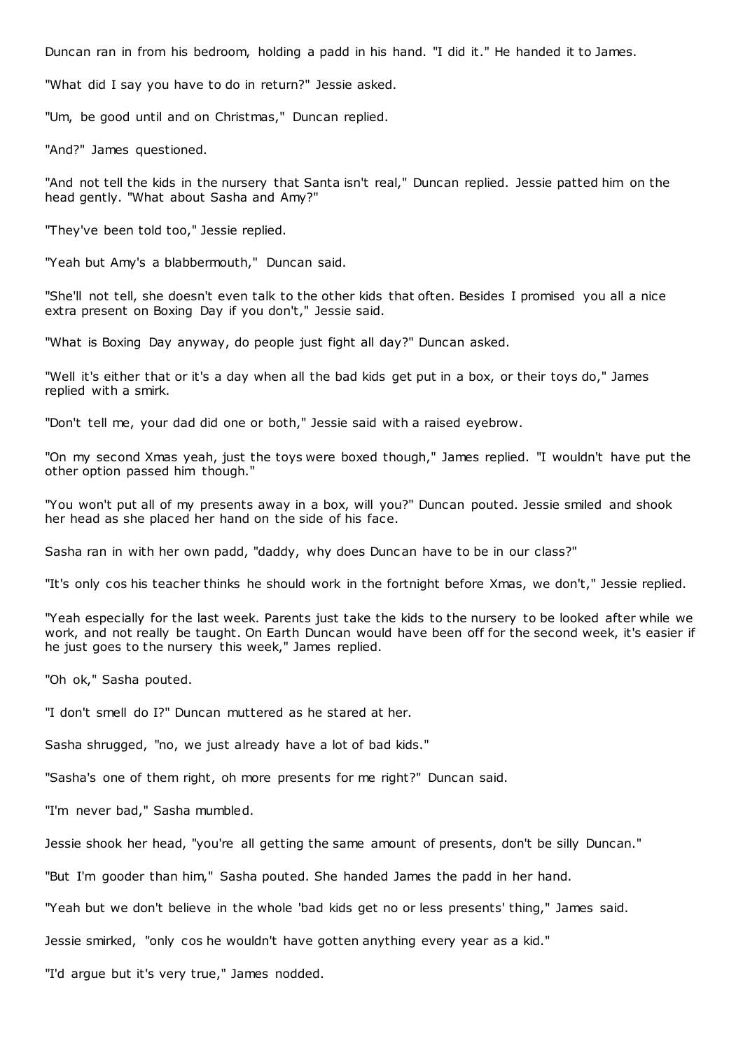Duncan ran in from his bedroom, holding a padd in his hand. "I did it." He handed it to James.

"What did I say you have to do in return?" Jessie asked.

"Um, be good until and on Christmas," Duncan replied.

"And?" James questioned.

"And not tell the kids in the nursery that Santa isn't real," Duncan replied. Jessie patted him on the head gently. "What about Sasha and Amy?"

"They've been told too," Jessie replied.

"Yeah but Amy's a blabbermouth," Duncan said.

"She'll not tell, she doesn't even talk to the other kids that often. Besides I promised you all a nice extra present on Boxing Day if you don't," Jessie said.

"What is Boxing Day anyway, do people just fight all day?" Duncan asked.

"Well it's either that or it's a day when all the bad kids get put in a box, or their toys do," James replied with a smirk.

"Don't tell me, your dad did one or both," Jessie said with a raised eyebrow.

"On my second Xmas yeah, just the toys were boxed though," James replied. "I wouldn't have put the other option passed him though."

"You won't put all of my presents away in a box, will you?" Duncan pouted. Jessie smiled and shook her head as she placed her hand on the side of his face.

Sasha ran in with her own padd, "daddy, why does Duncan have to be in our class?"

"It's only cos his teacher thinks he should work in the fortnight before Xmas, we don't," Jessie replied.

"Yeah especially for the last week. Parents just take the kids to the nursery to be looked after while we work, and not really be taught. On Earth Duncan would have been off for the second week, it's easier if he just goes to the nursery this week," James replied.

"Oh ok," Sasha pouted.

"I don't smell do I?" Duncan muttered as he stared at her.

Sasha shrugged, "no, we just already have a lot of bad kids."

"Sasha's one of them right, oh more presents for me right?" Duncan said.

"I'm never bad," Sasha mumbled.

Jessie shook her head, "you're all getting the same amount of presents, don't be silly Duncan."

"But I'm gooder than him," Sasha pouted. She handed James the padd in her hand.

"Yeah but we don't believe in the whole 'bad kids get no or less presents' thing," James said.

Jessie smirked, "only cos he wouldn't have gotten anything every year as a kid."

"I'd argue but it's very true," James nodded.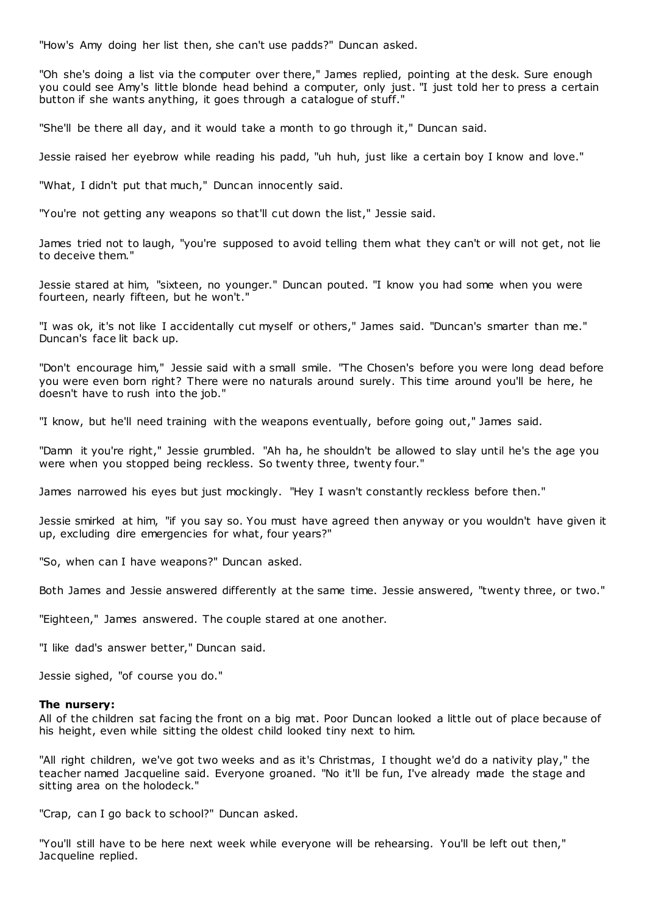"How's Amy doing her list then, she can't use padds?" Duncan asked.

"Oh she's doing a list via the computer over there," James replied, pointing at the desk. Sure enough you could see Amy's little blonde head behind a computer, only just. "I just told her to press a certain button if she wants anything, it goes through a catalogue of stuff."

"She'll be there all day, and it would take a month to go through it," Duncan said.

Jessie raised her eyebrow while reading his padd, "uh huh, just like a certain boy I know and love."

"What, I didn't put that much," Duncan innocently said.

"You're not getting any weapons so that'll cut down the list," Jessie said.

James tried not to laugh, "you're supposed to avoid telling them what they can't or will not get, not lie to deceive them."

Jessie stared at him, "sixteen, no younger." Duncan pouted. "I know you had some when you were fourteen, nearly fifteen, but he won't."

"I was ok, it's not like I accidentally cut myself or others," James said. "Duncan's smarter than me." Duncan's face lit back up.

"Don't encourage him," Jessie said with a small smile. "The Chosen's before you were long dead before you were even born right? There were no naturals around surely. This time around you'll be here, he doesn't have to rush into the job."

"I know, but he'll need training with the weapons eventually, before going out," James said.

"Damn it you're right," Jessie grumbled. "Ah ha, he shouldn't be allowed to slay until he's the age you were when you stopped being reckless. So twenty three, twenty four."

James narrowed his eyes but just mockingly. "Hey I wasn't constantly reckless before then."

Jessie smirked at him, "if you say so. You must have agreed then anyway or you wouldn't have given it up, excluding dire emergencies for what, four years?"

"So, when can I have weapons?" Duncan asked.

Both James and Jessie answered differently at the same time. Jessie answered, "twenty three, or two."

"Eighteen," James answered. The couple stared at one another.

"I like dad's answer better," Duncan said.

Jessie sighed, "of course you do."

**The nursery:**
All of the children sat facing the front on a big mat. Poor Duncan looked a little out of place because of his height, even while sitting the oldest child looked tiny next to him.

"All right children, we've got two weeks and as it's Christmas, I thought we'd do a nativity play," the teacher named Jacqueline said. Everyone groaned. "No it'll be fun, I've already made the stage and sitting area on the holodeck."

"Crap, can I go back to school?" Duncan asked.

"You'll still have to be here next week while everyone will be rehearsing. You'll be left out then," Jacqueline replied.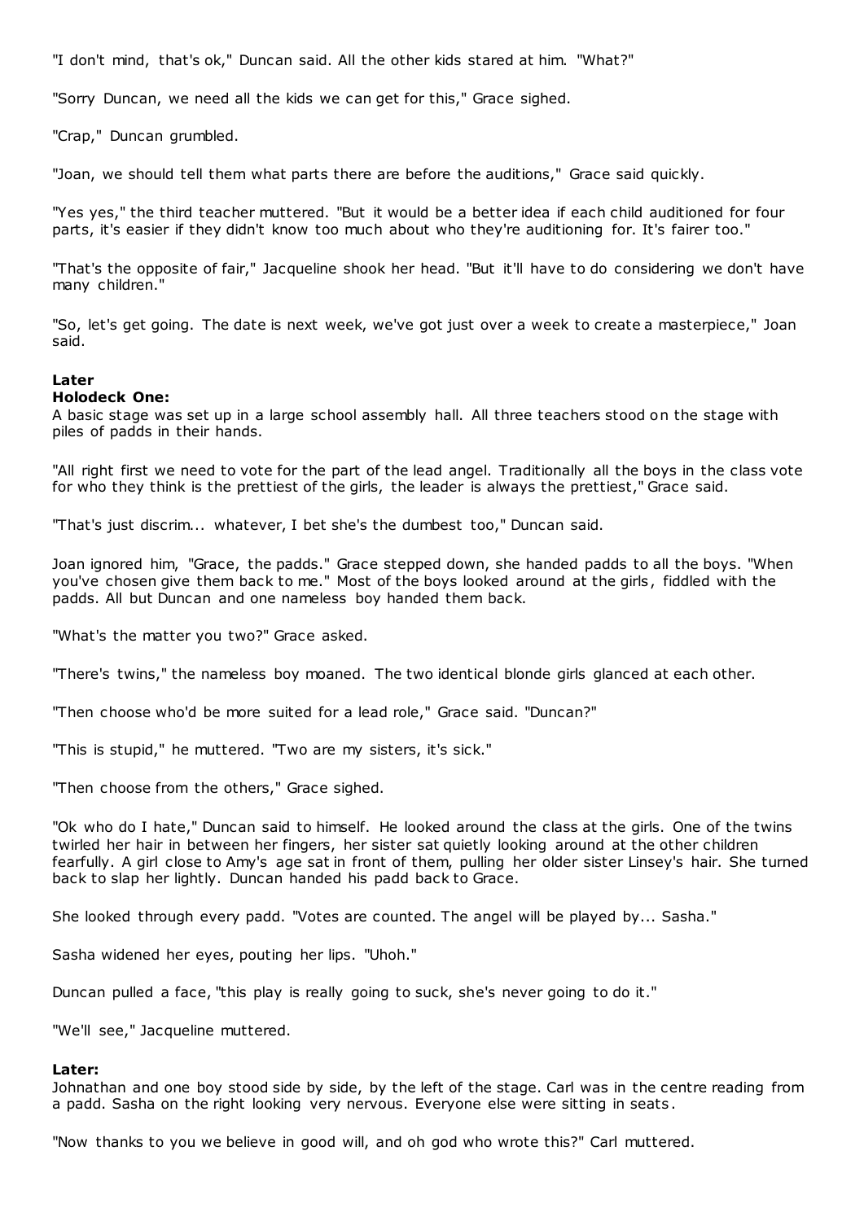"I don't mind, that's ok," Duncan said. All the other kids stared at him. "What?"

"Sorry Duncan, we need all the kids we can get for this," Grace sighed.

"Crap," Duncan grumbled.

"Joan, we should tell them what parts there are before the auditions," Grace said quickly.

"Yes yes," the third teacher muttered. "But it would be a better idea if each child auditioned for four parts, it's easier if they didn't know too much about who they're auditioning for. It's fairer too."

"That's the opposite of fair," Jacqueline shook her head. "But it'll have to do considering we don't have many children."

"So, let's get going. The date is next week, we've got just over a week to create a masterpiece," Joan said.

**Later**
**Holodeck One:**
A basic stage was set up in a large school assembly hall. All three teachers stood on the stage with piles of padds in their hands.

"All right first we need to vote for the part of the lead angel. Traditionally all the boys in the class vote for who they think is the prettiest of the girls, the leader is always the prettiest," Grace said.

"That's just discrim... whatever, I bet she's the dumbest too," Duncan said.

Joan ignored him, "Grace, the padds." Grace stepped down, she handed padds to all the boys. "When you've chosen give them back to me." Most of the boys looked around at the girls, fiddled with the padds. All but Duncan and one nameless boy handed them back.

"What's the matter you two?" Grace asked.

"There's twins," the nameless boy moaned. The two identical blonde girls glanced at each other.

"Then choose who'd be more suited for a lead role," Grace said. "Duncan?"

"This is stupid," he muttered. "Two are my sisters, it's sick."

"Then choose from the others," Grace sighed.

"Ok who do I hate," Duncan said to himself. He looked around the class at the girls. One of the twins twirled her hair in between her fingers, her sister sat quietly looking around at the other children fearfully. A girl close to Amy's age sat in front of them, pulling her older sister Linsey's hair. She turned back to slap her lightly. Duncan handed his padd back to Grace.

She looked through every padd. "Votes are counted. The angel will be played by... Sasha."

Sasha widened her eyes, pouting her lips. "Uhoh."

Duncan pulled a face, "this play is really going to suck, she's never going to do it."

"We'll see," Jacqueline muttered.

**Later:**
Johnathan and one boy stood side by side, by the left of the stage. Carl was in the centre reading from a padd. Sasha on the right looking very nervous. Everyone else were sitting in seats.

"Now thanks to you we believe in good will, and oh god who wrote this?" Carl muttered.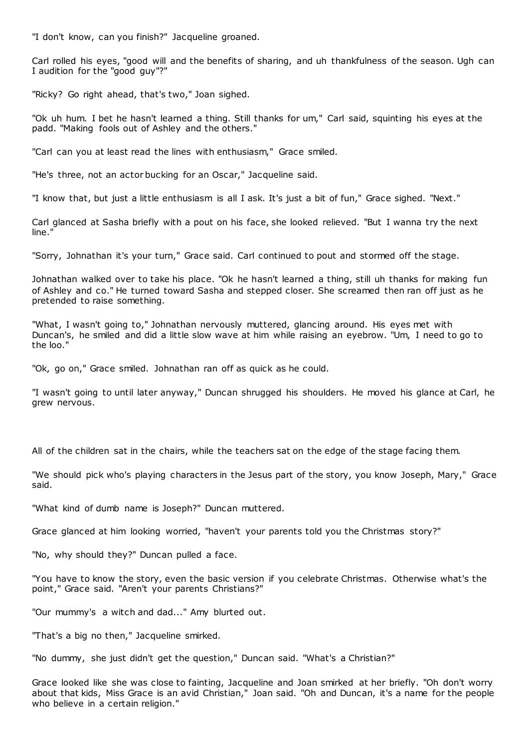"I don't know, can you finish?" Jacqueline groaned.

Carl rolled his eyes, "good will and the benefits of sharing, and uh thankfulness of the season. Ugh can I audition for the "good guy"?"

"Ricky? Go right ahead, that's two," Joan sighed.

"Ok uh hum. I bet he hasn't learned a thing. Still thanks for um," Carl said, squinting his eyes at the padd. "Making fools out of Ashley and the others."

"Carl can you at least read the lines with enthusiasm," Grace smiled.

"He's three, not an actor bucking for an Oscar," Jacqueline said.

"I know that, but just a little enthusiasm is all I ask. It's just a bit of fun," Grace sighed. "Next."

Carl glanced at Sasha briefly with a pout on his face, she looked relieved. "But I wanna try the next line."

"Sorry, Johnathan it's your turn," Grace said. Carl continued to pout and stormed off the stage.

Johnathan walked over to take his place. "Ok he hasn't learned a thing, still uh thanks for making fun of Ashley and co." He turned toward Sasha and stepped closer. She screamed then ran off just as he pretended to raise something.

"What, I wasn't going to," Johnathan nervously muttered, glancing around. His eyes met with Duncan's, he smiled and did a little slow wave at him while raising an eyebrow. "Um, I need to go to the loo."

"Ok, go on," Grace smiled. Johnathan ran off as quick as he could.

"I wasn't going to until later anyway," Duncan shrugged his shoulders. He moved his glance at Carl, he grew nervous.

All of the children sat in the chairs, while the teachers sat on the edge of the stage facing them.

"We should pick who's playing characters in the Jesus part of the story, you know Joseph, Mary," Grace said.

"What kind of dumb name is Joseph?" Duncan muttered.

Grace glanced at him looking worried, "haven't your parents told you the Christmas story?"

"No, why should they?" Duncan pulled a face.

"You have to know the story, even the basic version if you celebrate Christmas. Otherwise what's the point," Grace said. "Aren't your parents Christians?"

"Our mummy's a witch and dad..." Amy blurted out.

"That's a big no then," Jacqueline smirked.

"No dummy, she just didn't get the question," Duncan said. "What's a Christian?"

Grace looked like she was close to fainting, Jacqueline and Joan smirked at her briefly. "Oh don't worry about that kids, Miss Grace is an avid Christian," Joan said. "Oh and Duncan, it's a name for the people who believe in a certain religion."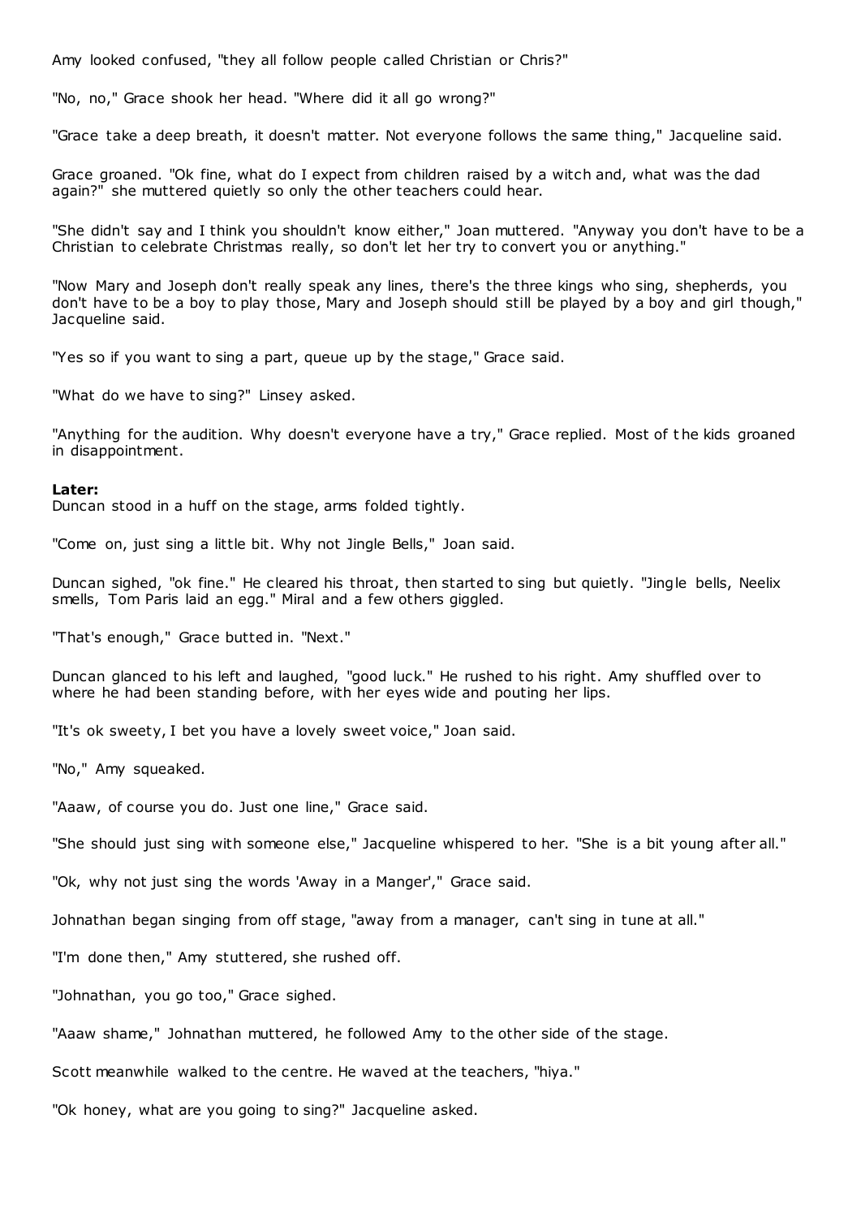Amy looked confused, "they all follow people called Christian or Chris?"

"No, no," Grace shook her head. "Where did it all go wrong?"

"Grace take a deep breath, it doesn't matter. Not everyone follows the same thing," Jacqueline said.

Grace groaned. "Ok fine, what do I expect from children raised by a witch and, what was the dad again?" she muttered quietly so only the other teachers could hear.

"She didn't say and I think you shouldn't know either," Joan muttered. "Anyway you don't have to be a Christian to celebrate Christmas really, so don't let her try to convert you or anything."

"Now Mary and Joseph don't really speak any lines, there's the three kings who sing, shepherds, you don't have to be a boy to play those, Mary and Joseph should still be played by a boy and girl though," Jacqueline said.

"Yes so if you want to sing a part, queue up by the stage," Grace said.

"What do we have to sing?" Linsey asked.

"Anything for the audition. Why doesn't everyone have a try," Grace replied. Most of the kids groaned in disappointment.

**Later:**
Duncan stood in a huff on the stage, arms folded tightly.

"Come on, just sing a little bit. Why not Jingle Bells," Joan said.

Duncan sighed, "ok fine." He cleared his throat, then started to sing but quietly. "Jingle bells, Neelix smells, Tom Paris laid an egg." Miral and a few others giggled.

"That's enough," Grace butted in. "Next."

Duncan glanced to his left and laughed, "good luck." He rushed to his right. Amy shuffled over to where he had been standing before, with her eyes wide and pouting her lips.

"It's ok sweety, I bet you have a lovely sweet voice," Joan said.

"No," Amy squeaked.

"Aaaw, of course you do. Just one line," Grace said.

"She should just sing with someone else," Jacqueline whispered to her. "She is a bit young after all."

"Ok, why not just sing the words 'Away in a Manger'," Grace said.

Johnathan began singing from off stage, "away from a manager, can't sing in tune at all."

"I'm done then," Amy stuttered, she rushed off.

"Johnathan, you go too," Grace sighed.

"Aaaw shame," Johnathan muttered, he followed Amy to the other side of the stage.

Scott meanwhile walked to the centre. He waved at the teachers, "hiya."

"Ok honey, what are you going to sing?" Jacqueline asked.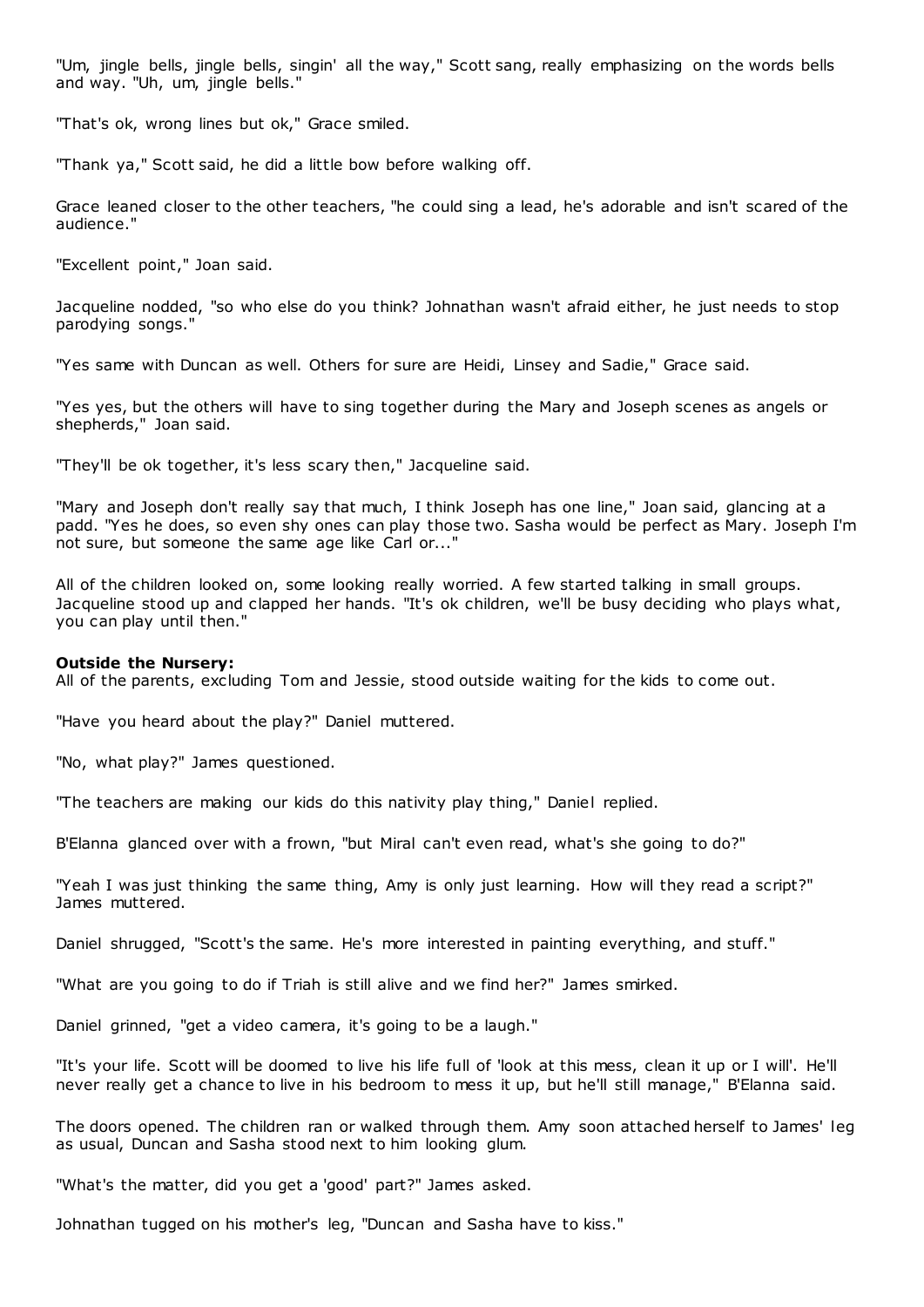"Um, jingle bells, jingle bells, singin' all the way," Scott sang, really emphasizing on the words bells and way. "Uh, um, jingle bells."

"That's ok, wrong lines but ok," Grace smiled.

"Thank ya," Scott said, he did a little bow before walking off.

Grace leaned closer to the other teachers, "he could sing a lead, he's adorable and isn't scared of the audience."

"Excellent point," Joan said.

Jacqueline nodded, "so who else do you think? Johnathan wasn't afraid either, he just needs to stop parodying songs."

"Yes same with Duncan as well. Others for sure are Heidi, Linsey and Sadie," Grace said.

"Yes yes, but the others will have to sing together during the Mary and Joseph scenes as angels or shepherds," Joan said.

"They'll be ok together, it's less scary then," Jacqueline said.

"Mary and Joseph don't really say that much, I think Joseph has one line," Joan said, glancing at a padd. "Yes he does, so even shy ones can play those two. Sasha would be perfect as Mary. Joseph I'm not sure, but someone the same age like Carl or..."

All of the children looked on, some looking really worried. A few started talking in small groups. Jacqueline stood up and clapped her hands. "It's ok children, we'll be busy deciding who plays what, you can play until then."

**Outside the Nursery:**
All of the parents, excluding Tom and Jessie, stood outside waiting for the kids to come out.

"Have you heard about the play?" Daniel muttered.

"No, what play?" James questioned.

"The teachers are making our kids do this nativity play thing," Daniel replied.

B'Elanna glanced over with a frown, "but Miral can't even read, what's she going to do?"

"Yeah I was just thinking the same thing, Amy is only just learning. How will they read a script?" James muttered.

Daniel shrugged, "Scott's the same. He's more interested in painting everything, and stuff."

"What are you going to do if Triah is still alive and we find her?" James smirked.

Daniel grinned, "get a video camera, it's going to be a laugh."

"It's your life. Scott will be doomed to live his life full of 'look at this mess, clean it up or I will'. He'll never really get a chance to live in his bedroom to mess it up, but he'll still manage," B'Elanna said.

The doors opened. The children ran or walked through them. Amy soon attached herself to James' leg as usual, Duncan and Sasha stood next to him looking glum.

"What's the matter, did you get a 'good' part?" James asked.

Johnathan tugged on his mother's leg, "Duncan and Sasha have to kiss."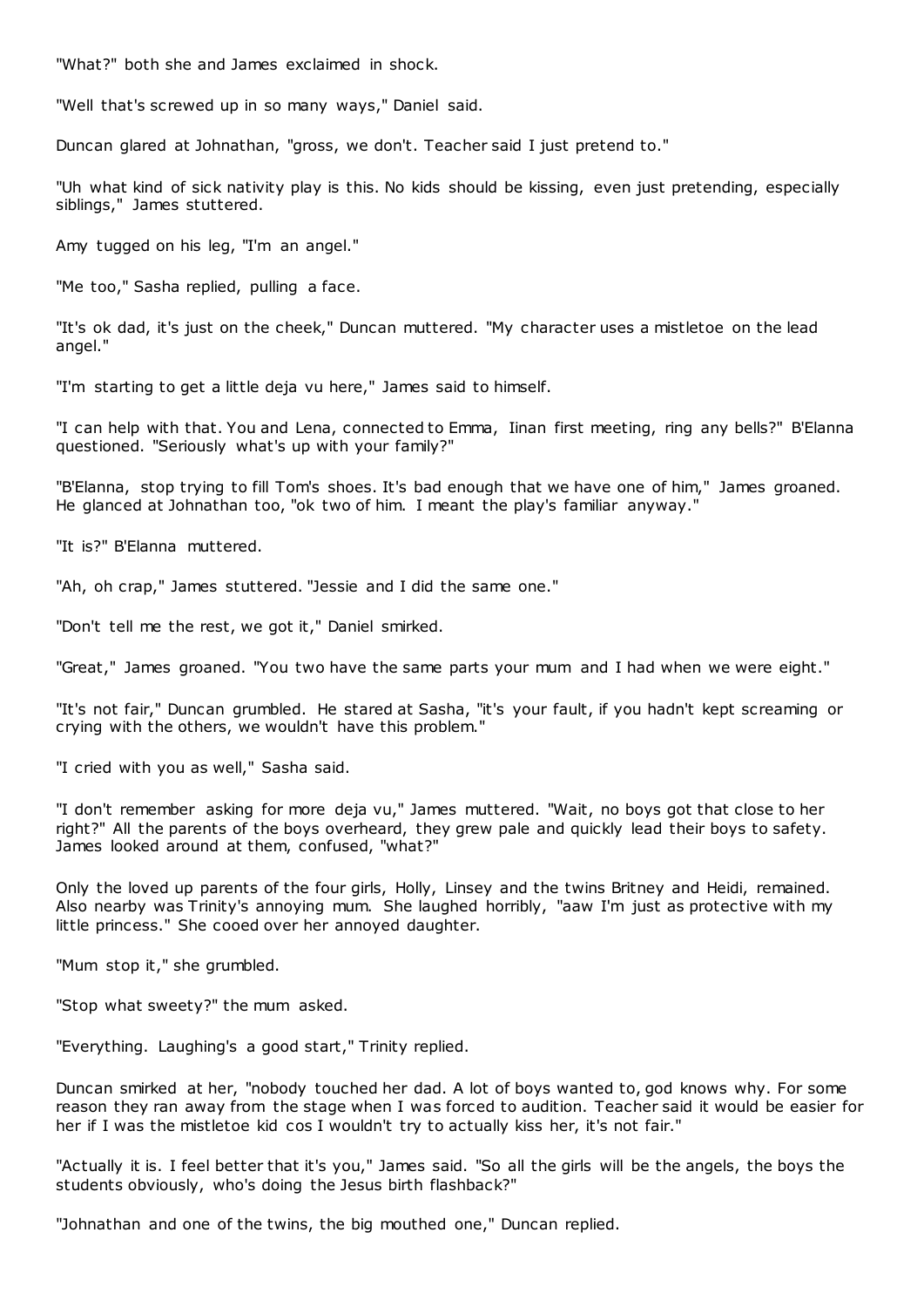"What?" both she and James exclaimed in shock.

"Well that's screwed up in so many ways," Daniel said.

Duncan glared at Johnathan, "gross, we don't. Teacher said I just pretend to."

"Uh what kind of sick nativity play is this. No kids should be kissing, even just pretending, especially siblings," James stuttered.

Amy tugged on his leg, "I'm an angel."

"Me too," Sasha replied, pulling a face.

"It's ok dad, it's just on the cheek," Duncan muttered. "My character uses a mistletoe on the lead angel."

"I'm starting to get a little deja vu here," James said to himself.

"I can help with that. You and Lena, connected to Emma, Iinan first meeting, ring any bells?" B'Elanna questioned. "Seriously what's up with your family?"

"B'Elanna, stop trying to fill Tom's shoes. It's bad enough that we have one of him," James groaned. He glanced at Johnathan too, "ok two of him. I meant the play's familiar anyway."

"It is?" B'Elanna muttered.

"Ah, oh crap," James stuttered. "Jessie and I did the same one."

"Don't tell me the rest, we got it," Daniel smirked.

"Great," James groaned. "You two have the same parts your mum and I had when we were eight."

"It's not fair," Duncan grumbled. He stared at Sasha, "it's your fault, if you hadn't kept screaming or crying with the others, we wouldn't have this problem."

"I cried with you as well," Sasha said.

"I don't remember asking for more deja vu," James muttered. "Wait, no boys got that close to her right?" All the parents of the boys overheard, they grew pale and quickly lead their boys to safety. James looked around at them, confused, "what?"

Only the loved up parents of the four girls, Holly, Linsey and the twins Britney and Heidi, remained. Also nearby was Trinity's annoying mum. She laughed horribly, "aaw I'm just as protective with my little princess." She cooed over her annoyed daughter.

"Mum stop it," she grumbled.

"Stop what sweety?" the mum asked.

"Everything. Laughing's a good start," Trinity replied.

Duncan smirked at her, "nobody touched her dad. A lot of boys wanted to, god knows why. For some reason they ran away from the stage when I was forced to audition. Teacher said it would be easier for her if I was the mistletoe kid cos I wouldn't try to actually kiss her, it's not fair."

"Actually it is. I feel better that it's you," James said. "So all the girls will be the angels, the boys the students obviously, who's doing the Jesus birth flashback?"

"Johnathan and one of the twins, the big mouthed one," Duncan replied.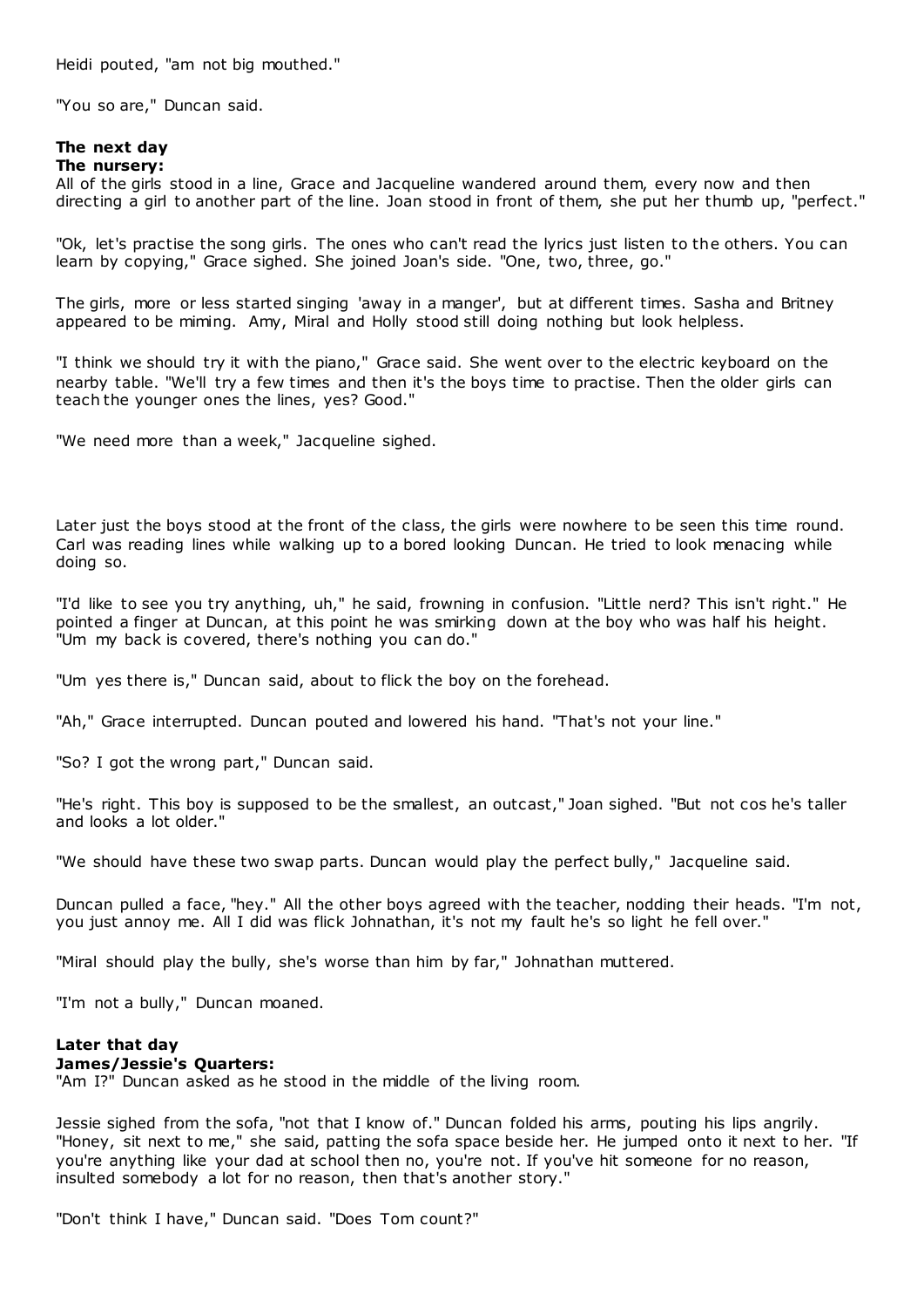Heidi pouted, "am not big mouthed."

"You so are," Duncan said.

**The next day**
**The nursery:**
All of the girls stood in a line, Grace and Jacqueline wandered around them, every now and then directing a girl to another part of the line. Joan stood in front of them, she put her thumb up, "perfect."

"Ok, let's practise the song girls. The ones who can't read the lyrics just listen to the others. You can learn by copying," Grace sighed. She joined Joan's side. "One, two, three, go."

The girls, more or less started singing 'away in a manger', but at different times. Sasha and Britney appeared to be miming. Amy, Miral and Holly stood still doing nothing but look helpless.

"I think we should try it with the piano," Grace said. She went over to the electric keyboard on the nearby table. "We'll try a few times and then it's the boys time to practise. Then the older girls can teach the younger ones the lines, yes? Good."

"We need more than a week," Jacqueline sighed.

Later just the boys stood at the front of the class, the girls were nowhere to be seen this time round. Carl was reading lines while walking up to a bored looking Duncan. He tried to look menacing while doing so.

"I'd like to see you try anything, uh," he said, frowning in confusion. "Little nerd? This isn't right." He pointed a finger at Duncan, at this point he was smirking down at the boy who was half his height. "Um my back is covered, there's nothing you can do."

"Um yes there is," Duncan said, about to flick the boy on the forehead.

"Ah," Grace interrupted. Duncan pouted and lowered his hand. "That's not your line."

"So? I got the wrong part," Duncan said.

"He's right. This boy is supposed to be the smallest, an outcast," Joan sighed. "But not cos he's taller and looks a lot older."

"We should have these two swap parts. Duncan would play the perfect bully," Jacqueline said.

Duncan pulled a face, "hey." All the other boys agreed with the teacher, nodding their heads. "I'm not, you just annoy me. All I did was flick Johnathan, it's not my fault he's so light he fell over."

"Miral should play the bully, she's worse than him by far," Johnathan muttered.

"I'm not a bully," Duncan moaned.

**Later that day**
**James/Jessie's Quarters:**
"Am I?" Duncan asked as he stood in the middle of the living room.

Jessie sighed from the sofa, "not that I know of." Duncan folded his arms, pouting his lips angrily. "Honey, sit next to me," she said, patting the sofa space beside her. He jumped onto it next to her. "If you're anything like your dad at school then no, you're not. If you've hit someone for no reason, insulted somebody a lot for no reason, then that's another story."

"Don't think I have," Duncan said. "Does Tom count?"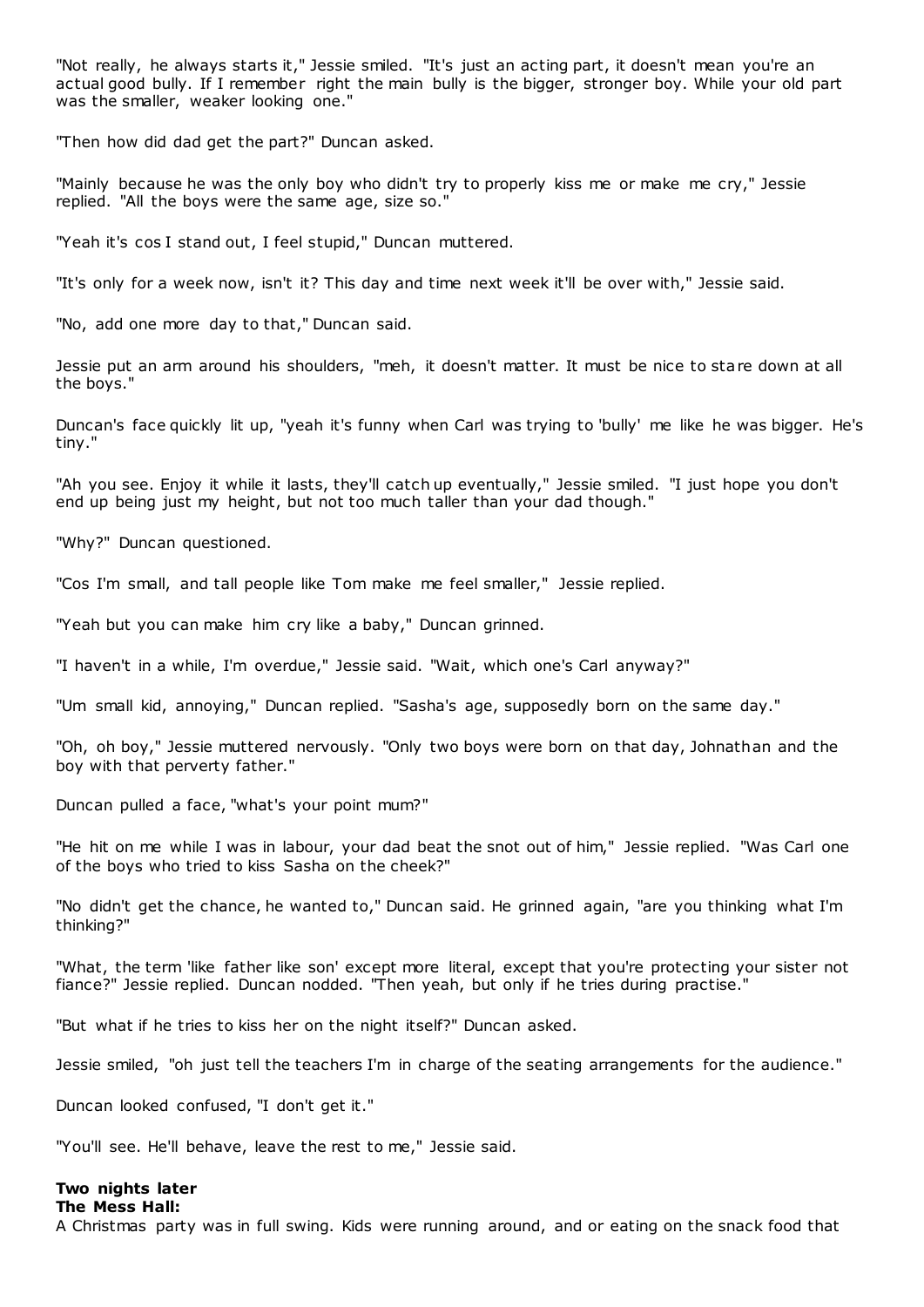"Not really, he always starts it," Jessie smiled. "It's just an acting part, it doesn't mean you're an actual good bully. If I remember right the main bully is the bigger, stronger boy. While your old part was the smaller, weaker looking one."

"Then how did dad get the part?" Duncan asked.

"Mainly because he was the only boy who didn't try to properly kiss me or make me cry," Jessie replied. "All the boys were the same age, size so."

"Yeah it's cos I stand out, I feel stupid," Duncan muttered.

"It's only for a week now, isn't it? This day and time next week it'll be over with," Jessie said.

"No, add one more day to that," Duncan said.

Jessie put an arm around his shoulders, "meh, it doesn't matter. It must be nice to stare down at all the boys."

Duncan's face quickly lit up, "yeah it's funny when Carl was trying to 'bully' me like he was bigger. He's tiny."

"Ah you see. Enjoy it while it lasts, they'll catch up eventually," Jessie smiled. "I just hope you don't end up being just my height, but not too much taller than your dad though."

"Why?" Duncan questioned.

"Cos I'm small, and tall people like Tom make me feel smaller," Jessie replied.

"Yeah but you can make him cry like a baby," Duncan grinned.

"I haven't in a while, I'm overdue," Jessie said. "Wait, which one's Carl anyway?"

"Um small kid, annoying," Duncan replied. "Sasha's age, supposedly born on the same day."

"Oh, oh boy," Jessie muttered nervously. "Only two boys were born on that day, Johnathan and the boy with that perverty father."

Duncan pulled a face, "what's your point mum?"

"He hit on me while I was in labour, your dad beat the snot out of him," Jessie replied. "Was Carl one of the boys who tried to kiss Sasha on the cheek?"

"No didn't get the chance, he wanted to," Duncan said. He grinned again, "are you thinking what I'm thinking?"

"What, the term 'like father like son' except more literal, except that you're protecting your sister not fiance?" Jessie replied. Duncan nodded. "Then yeah, but only if he tries during practise."

"But what if he tries to kiss her on the night itself?" Duncan asked.

Jessie smiled, "oh just tell the teachers I'm in charge of the seating arrangements for the audience."

Duncan looked confused, "I don't get it."

"You'll see. He'll behave, leave the rest to me," Jessie said.

**Two nights later**
**The Mess Hall:**
A Christmas party was in full swing. Kids were running around, and or eating on the snack food that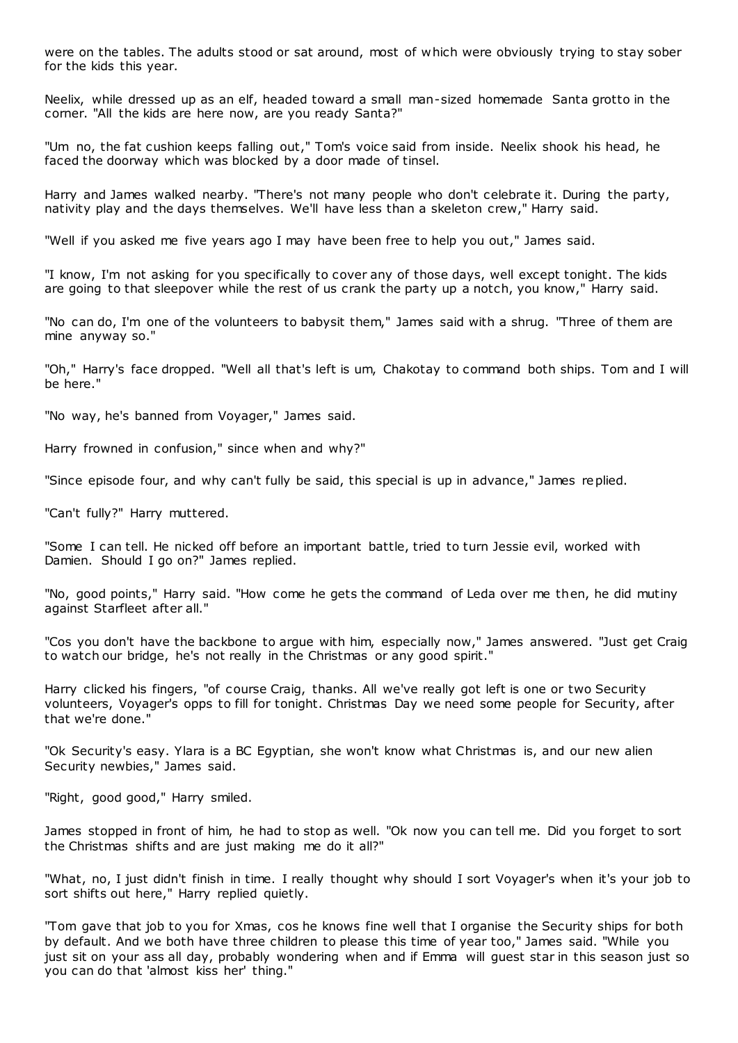were on the tables. The adults stood or sat around, most of which were obviously trying to stay sober for the kids this year.

Neelix, while dressed up as an elf, headed toward a small man-sized homemade Santa grotto in the corner. "All the kids are here now, are you ready Santa?"

"Um no, the fat cushion keeps falling out," Tom's voice said from inside. Neelix shook his head, he faced the doorway which was blocked by a door made of tinsel.

Harry and James walked nearby. "There's not many people who don't celebrate it. During the party, nativity play and the days themselves. We'll have less than a skeleton crew," Harry said.

"Well if you asked me five years ago I may have been free to help you out," James said.

"I know, I'm not asking for you specifically to cover any of those days, well except tonight. The kids are going to that sleepover while the rest of us crank the party up a notch, you know," Harry said.

"No can do, I'm one of the volunteers to babysit them," James said with a shrug. "Three of them are mine anyway so."

"Oh," Harry's face dropped. "Well all that's left is um, Chakotay to command both ships. Tom and I will be here."

"No way, he's banned from Voyager," James said.

Harry frowned in confusion," since when and why?"

"Since episode four, and why can't fully be said, this special is up in advance," James replied.

"Can't fully?" Harry muttered.

"Some I can tell. He nicked off before an important battle, tried to turn Jessie evil, worked with Damien. Should I go on?" James replied.

"No, good points," Harry said. "How come he gets the command of Leda over me then, he did mutiny against Starfleet after all."

"Cos you don't have the backbone to argue with him, especially now," James answered. "Just get Craig to watch our bridge, he's not really in the Christmas or any good spirit."

Harry clicked his fingers, "of course Craig, thanks. All we've really got left is one or two Security volunteers, Voyager's opps to fill for tonight. Christmas Day we need some people for Security, after that we're done."

"Ok Security's easy. Ylara is a BC Egyptian, she won't know what Christmas is, and our new alien Security newbies," James said.

"Right, good good," Harry smiled.

James stopped in front of him, he had to stop as well. "Ok now you can tell me. Did you forget to sort the Christmas shifts and are just making me do it all?"

"What, no, I just didn't finish in time. I really thought why should I sort Voyager's when it's your job to sort shifts out here," Harry replied quietly.

"Tom gave that job to you for Xmas, cos he knows fine well that I organise the Security ships for both by default. And we both have three children to please this time of year too," James said. "While you just sit on your ass all day, probably wondering when and if Emma will guest star in this season just so you can do that 'almost kiss her' thing."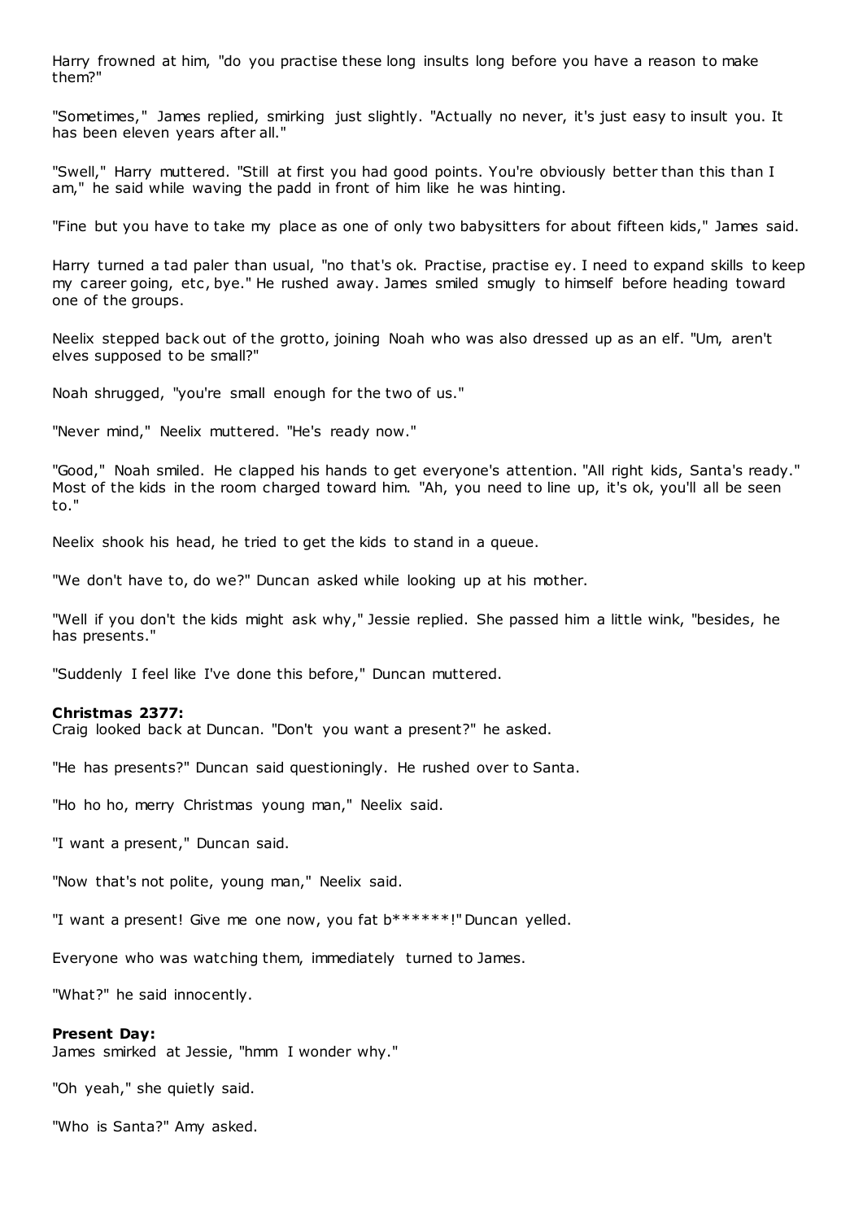Harry frowned at him, "do you practise these long insults long before you have a reason to make them?"

"Sometimes," James replied, smirking just slightly. "Actually no never, it's just easy to insult you. It has been eleven years after all."

"Swell," Harry muttered. "Still at first you had good points. You're obviously better than this than I am," he said while waving the padd in front of him like he was hinting.

"Fine but you have to take my place as one of only two babysitters for about fifteen kids," James said.

Harry turned a tad paler than usual, "no that's ok. Practise, practise ey. I need to expand skills to keep my career going, etc, bye." He rushed away. James smiled smugly to himself before heading toward one of the groups.

Neelix stepped back out of the grotto, joining Noah who was also dressed up as an elf. "Um, aren't elves supposed to be small?"

Noah shrugged, "you're small enough for the two of us."

"Never mind," Neelix muttered. "He's ready now."

"Good," Noah smiled. He clapped his hands to get everyone's attention. "All right kids, Santa's ready." Most of the kids in the room charged toward him. "Ah, you need to line up, it's ok, you'll all be seen to."

Neelix shook his head, he tried to get the kids to stand in a queue.

"We don't have to, do we?" Duncan asked while looking up at his mother.

"Well if you don't the kids might ask why," Jessie replied. She passed him a little wink, "besides, he has presents."

"Suddenly I feel like I've done this before," Duncan muttered.

**Christmas 2377:**
Craig looked back at Duncan. "Don't you want a present?" he asked.

"He has presents?" Duncan said questioningly. He rushed over to Santa.

"Ho ho ho, merry Christmas young man," Neelix said.

"I want a present," Duncan said.

"Now that's not polite, young man," Neelix said.

"I want a present! Give me one now, you fat b******!" Duncan yelled.

Everyone who was watching them, immediately turned to James.

"What?" he said innocently.

**Present Day:**
James smirked at Jessie, "hmm I wonder why."

"Oh yeah," she quietly said.

"Who is Santa?" Amy asked.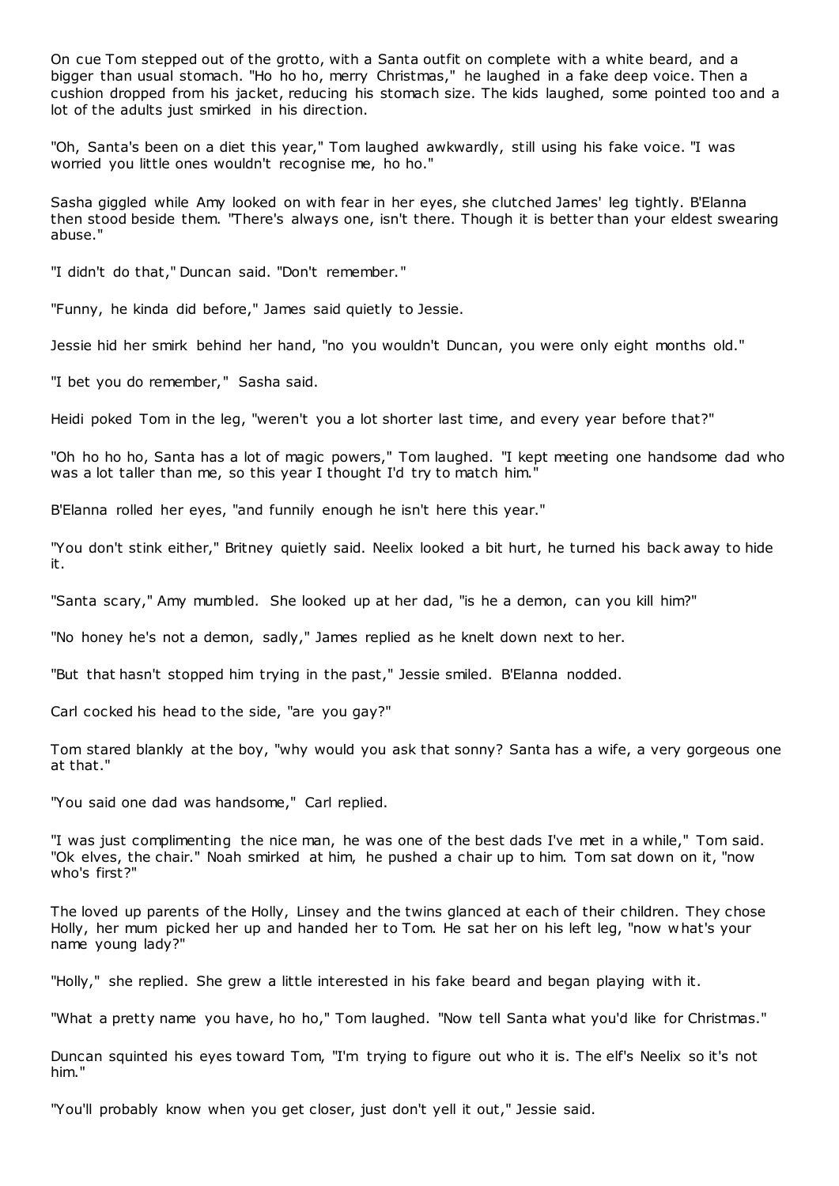On cue Tom stepped out of the grotto, with a Santa outfit on complete with a white beard, and a bigger than usual stomach. "Ho ho ho, merry Christmas," he laughed in a fake deep voice. Then a cushion dropped from his jacket, reducing his stomach size. The kids laughed, some pointed too and a lot of the adults just smirked in his direction.

"Oh, Santa's been on a diet this year," Tom laughed awkwardly, still using his fake voice. "I was worried you little ones wouldn't recognise me, ho ho."

Sasha giggled while Amy looked on with fear in her eyes, she clutched James' leg tightly. B'Elanna then stood beside them. "There's always one, isn't there. Though it is better than your eldest swearing abuse."

"I didn't do that," Duncan said. "Don't remember."

"Funny, he kinda did before," James said quietly to Jessie.

Jessie hid her smirk behind her hand, "no you wouldn't Duncan, you were only eight months old."

"I bet you do remember," Sasha said.

Heidi poked Tom in the leg, "weren't you a lot shorter last time, and every year before that?"

"Oh ho ho ho, Santa has a lot of magic powers," Tom laughed. "I kept meeting one handsome dad who was a lot taller than me, so this year I thought I'd try to match him."

B'Elanna rolled her eyes, "and funnily enough he isn't here this year."

"You don't stink either," Britney quietly said. Neelix looked a bit hurt, he turned his back away to hide it.

"Santa scary," Amy mumbled. She looked up at her dad, "is he a demon, can you kill him?"

"No honey he's not a demon, sadly," James replied as he knelt down next to her.

"But that hasn't stopped him trying in the past," Jessie smiled. B'Elanna nodded.

Carl cocked his head to the side, "are you gay?"

Tom stared blankly at the boy, "why would you ask that sonny? Santa has a wife, a very gorgeous one at that."

"You said one dad was handsome," Carl replied.

"I was just complimenting the nice man, he was one of the best dads I've met in a while," Tom said. "Ok elves, the chair." Noah smirked at him, he pushed a chair up to him. Tom sat down on it, "now who's first?"

The loved up parents of the Holly, Linsey and the twins glanced at each of their children. They chose Holly, her mum picked her up and handed her to Tom. He sat her on his left leg, "now what's your name young lady?"

"Holly," she replied. She grew a little interested in his fake beard and began playing with it.

"What a pretty name you have, ho ho," Tom laughed. "Now tell Santa what you'd like for Christmas."

Duncan squinted his eyes toward Tom, "I'm trying to figure out who it is. The elf's Neelix so it's not him."

"You'll probably know when you get closer, just don't yell it out," Jessie said.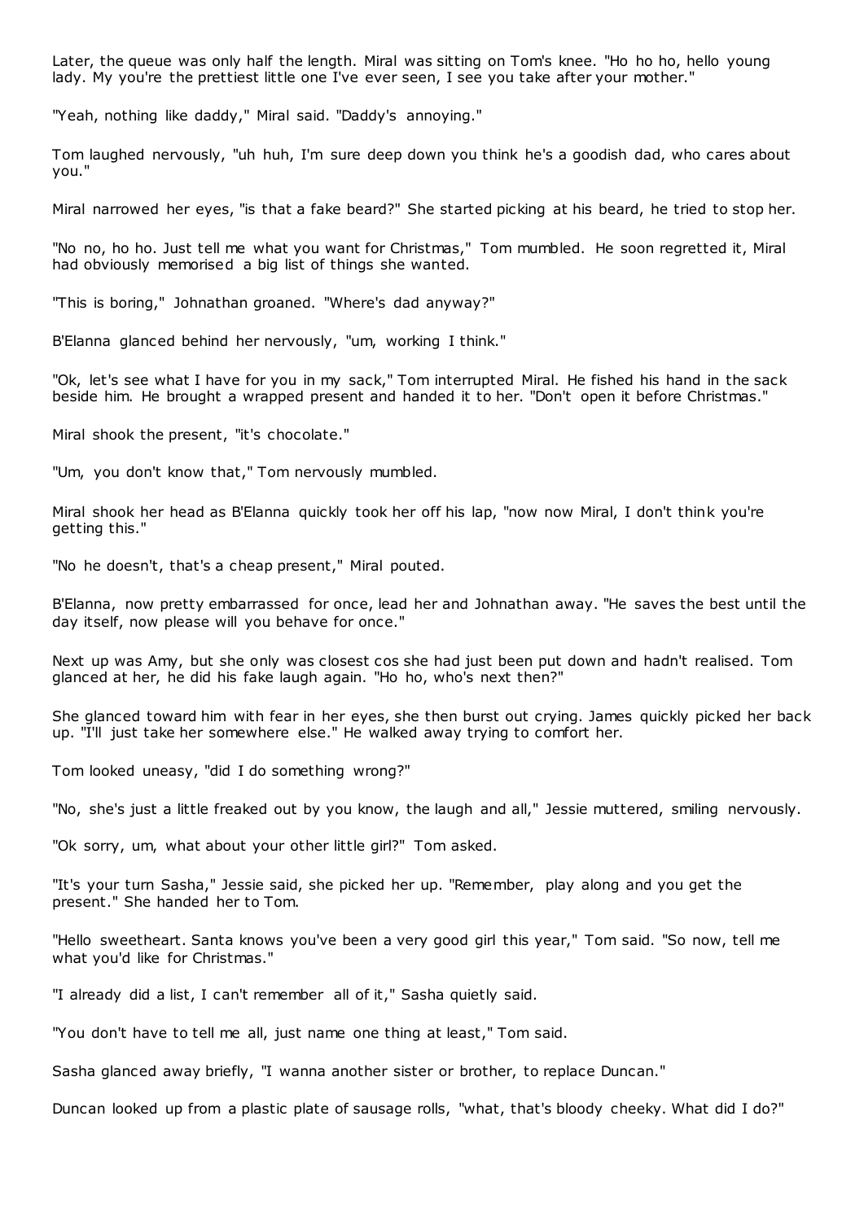Later, the queue was only half the length. Miral was sitting on Tom's knee. "Ho ho ho, hello young lady. My you're the prettiest little one I've ever seen, I see you take after your mother."

"Yeah, nothing like daddy," Miral said. "Daddy's annoying."

Tom laughed nervously, "uh huh, I'm sure deep down you think he's a goodish dad, who cares about you."

Miral narrowed her eyes, "is that a fake beard?" She started picking at his beard, he tried to stop her.

"No no, ho ho. Just tell me what you want for Christmas," Tom mumbled. He soon regretted it, Miral had obviously memorised a big list of things she wanted.

"This is boring," Johnathan groaned. "Where's dad anyway?"

B'Elanna glanced behind her nervously, "um, working I think."

"Ok, let's see what I have for you in my sack," Tom interrupted Miral. He fished his hand in the sack beside him. He brought a wrapped present and handed it to her. "Don't open it before Christmas."

Miral shook the present, "it's chocolate."

"Um, you don't know that," Tom nervously mumbled.

Miral shook her head as B'Elanna quickly took her off his lap, "now now Miral, I don't think you're getting this."

"No he doesn't, that's a cheap present," Miral pouted.

B'Elanna, now pretty embarrassed for once, lead her and Johnathan away. "He saves the best until the day itself, now please will you behave for once."

Next up was Amy, but she only was closest cos she had just been put down and hadn't realised. Tom glanced at her, he did his fake laugh again. "Ho ho, who's next then?"

She glanced toward him with fear in her eyes, she then burst out crying. James quickly picked her back up. "I'll just take her somewhere else." He walked away trying to comfort her.

Tom looked uneasy, "did I do something wrong?"

"No, she's just a little freaked out by you know, the laugh and all," Jessie muttered, smiling nervously.

"Ok sorry, um, what about your other little girl?" Tom asked.

"It's your turn Sasha," Jessie said, she picked her up. "Remember, play along and you get the present." She handed her to Tom.

"Hello sweetheart. Santa knows you've been a very good girl this year," Tom said. "So now, tell me what you'd like for Christmas."

"I already did a list, I can't remember all of it," Sasha quietly said.

"You don't have to tell me all, just name one thing at least," Tom said.

Sasha glanced away briefly, "I wanna another sister or brother, to replace Duncan."

Duncan looked up from a plastic plate of sausage rolls, "what, that's bloody cheeky. What did I do?"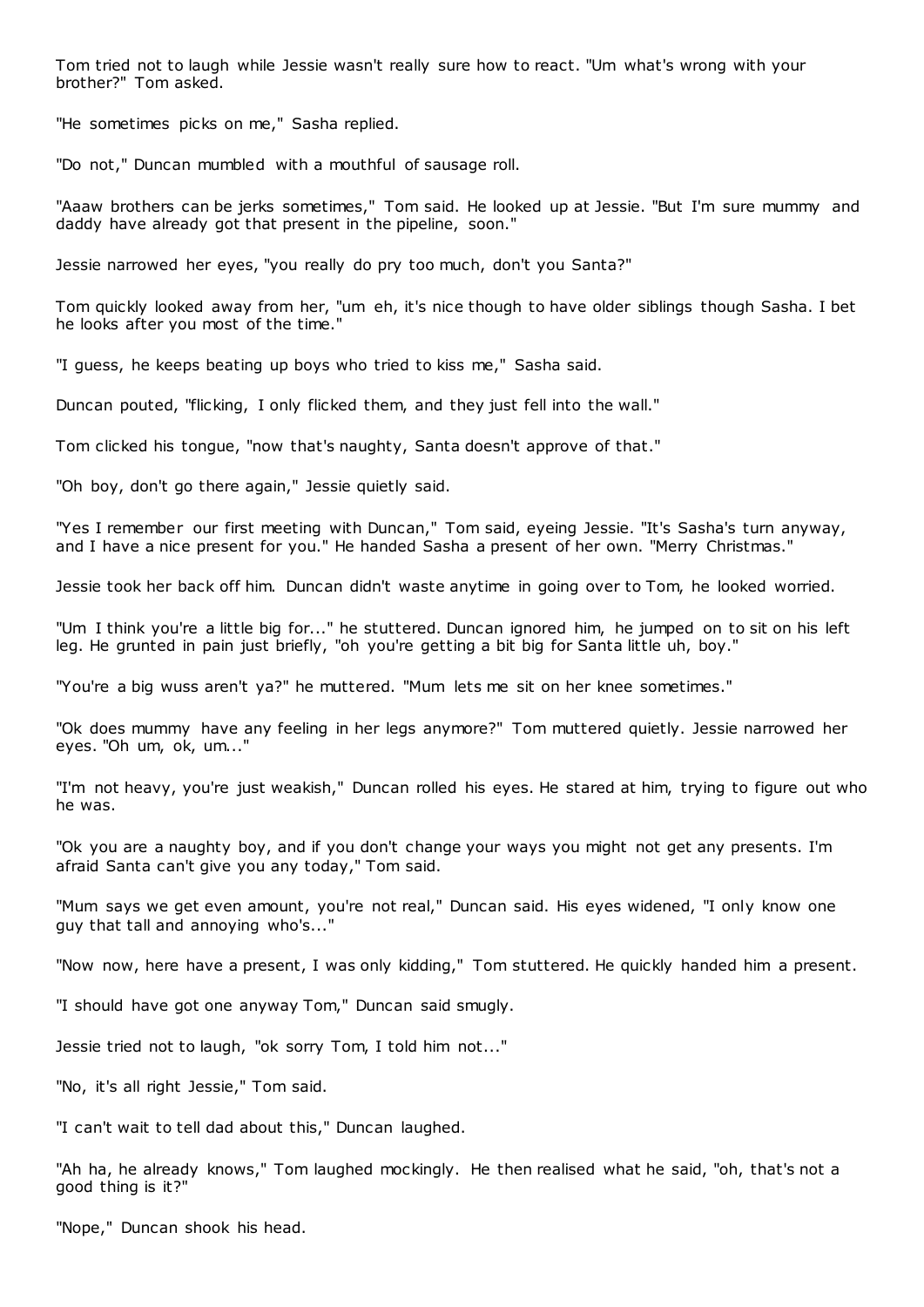Tom tried not to laugh while Jessie wasn't really sure how to react. "Um what's wrong with your brother?" Tom asked.

"He sometimes picks on me," Sasha replied.

"Do not," Duncan mumbled with a mouthful of sausage roll.

"Aaaw brothers can be jerks sometimes," Tom said. He looked up at Jessie. "But I'm sure mummy and daddy have already got that present in the pipeline, soon."

Jessie narrowed her eyes, "you really do pry too much, don't you Santa?"

Tom quickly looked away from her, "um eh, it's nice though to have older siblings though Sasha. I bet he looks after you most of the time."

"I guess, he keeps beating up boys who tried to kiss me," Sasha said.

Duncan pouted, "flicking, I only flicked them, and they just fell into the wall."

Tom clicked his tongue, "now that's naughty, Santa doesn't approve of that."

"Oh boy, don't go there again," Jessie quietly said.

"Yes I remember our first meeting with Duncan," Tom said, eyeing Jessie. "It's Sasha's turn anyway, and I have a nice present for you." He handed Sasha a present of her own. "Merry Christmas."

Jessie took her back off him. Duncan didn't waste anytime in going over to Tom, he looked worried.

"Um I think you're a little big for..." he stuttered. Duncan ignored him, he jumped on to sit on his left leg. He grunted in pain just briefly, "oh you're getting a bit big for Santa little uh, boy."

"You're a big wuss aren't ya?" he muttered. "Mum lets me sit on her knee sometimes."

"Ok does mummy have any feeling in her legs anymore?" Tom muttered quietly. Jessie narrowed her eyes. "Oh um, ok, um..."

"I'm not heavy, you're just weakish," Duncan rolled his eyes. He stared at him, trying to figure out who he was.

"Ok you are a naughty boy, and if you don't change your ways you might not get any presents. I'm afraid Santa can't give you any today," Tom said.

"Mum says we get even amount, you're not real," Duncan said. His eyes widened, "I only know one guy that tall and annoying who's..."

"Now now, here have a present, I was only kidding," Tom stuttered. He quickly handed him a present.

"I should have got one anyway Tom," Duncan said smugly.

Jessie tried not to laugh, "ok sorry Tom, I told him not..."

"No, it's all right Jessie," Tom said.

"I can't wait to tell dad about this," Duncan laughed.

"Ah ha, he already knows," Tom laughed mockingly. He then realised what he said, "oh, that's not a good thing is it?"

"Nope," Duncan shook his head.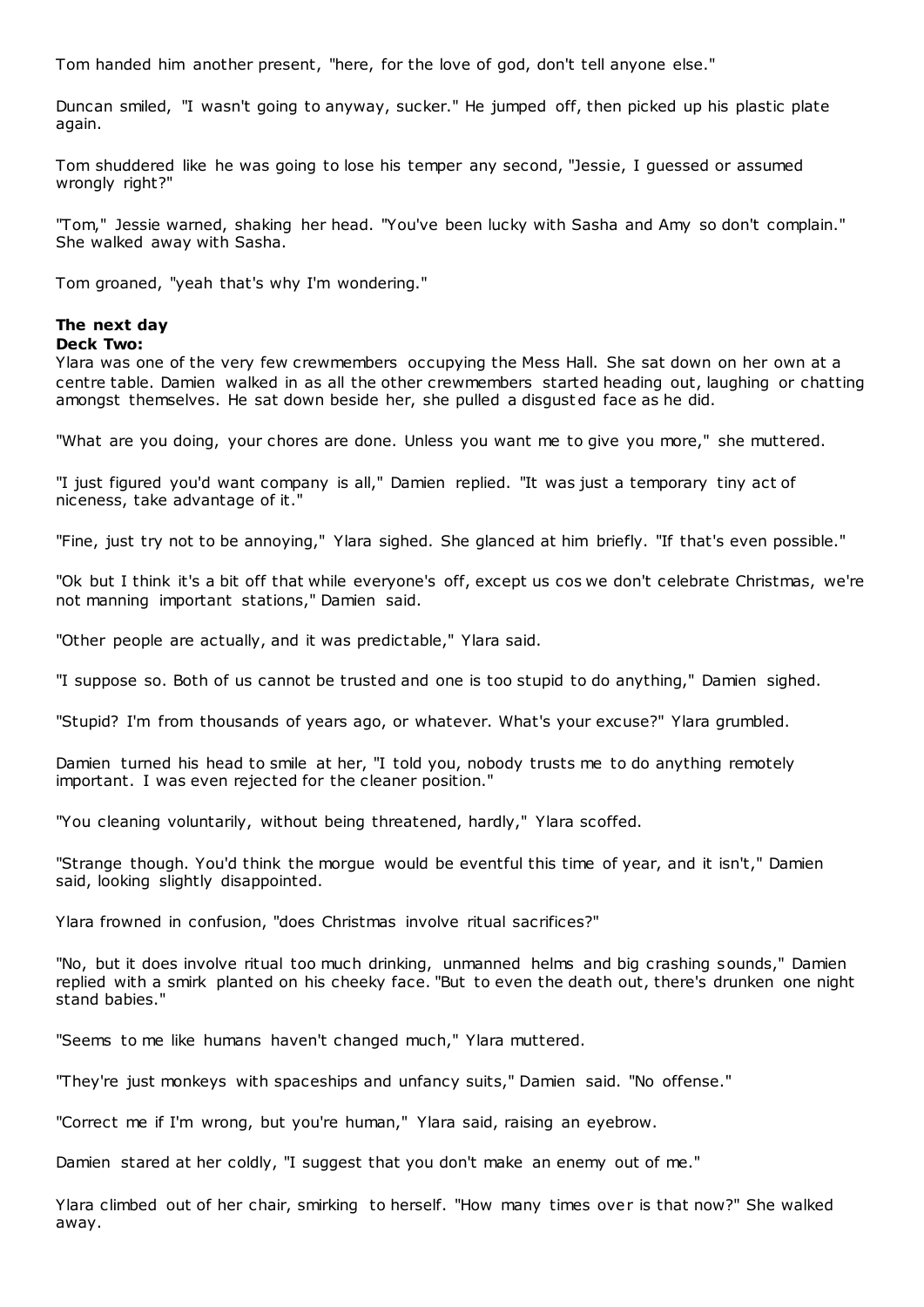Tom handed him another present, "here, for the love of god, don't tell anyone else."

Duncan smiled, "I wasn't going to anyway, sucker." He jumped off, then picked up his plastic plate again.

Tom shuddered like he was going to lose his temper any second, "Jessie, I guessed or assumed wrongly right?"

"Tom," Jessie warned, shaking her head. "You've been lucky with Sasha and Amy so don't complain." She walked away with Sasha.

Tom groaned, "yeah that's why I'm wondering."

**The next day**
**Deck Two:**
Ylara was one of the very few crewmembers occupying the Mess Hall. She sat down on her own at a centre table. Damien walked in as all the other crewmembers started heading out, laughing or chatting amongst themselves. He sat down beside her, she pulled a disgusted face as he did.

"What are you doing, your chores are done. Unless you want me to give you more," she muttered.

"I just figured you'd want company is all," Damien replied. "It was just a temporary tiny act of niceness, take advantage of it."

"Fine, just try not to be annoying," Ylara sighed. She glanced at him briefly. "If that's even possible."

"Ok but I think it's a bit off that while everyone's off, except us cos we don't celebrate Christmas, we're not manning important stations," Damien said.

"Other people are actually, and it was predictable," Ylara said.

"I suppose so. Both of us cannot be trusted and one is too stupid to do anything," Damien sighed.

"Stupid? I'm from thousands of years ago, or whatever. What's your excuse?" Ylara grumbled.

Damien turned his head to smile at her, "I told you, nobody trusts me to do anything remotely important. I was even rejected for the cleaner position."

"You cleaning voluntarily, without being threatened, hardly," Ylara scoffed.

"Strange though. You'd think the morgue would be eventful this time of year, and it isn't," Damien said, looking slightly disappointed.

Ylara frowned in confusion, "does Christmas involve ritual sacrifices?"

"No, but it does involve ritual too much drinking, unmanned helms and big crashing sounds," Damien replied with a smirk planted on his cheeky face. "But to even the death out, there's drunken one night stand babies."

"Seems to me like humans haven't changed much," Ylara muttered.

"They're just monkeys with spaceships and unfancy suits," Damien said. "No offense."

"Correct me if I'm wrong, but you're human," Ylara said, raising an eyebrow.

Damien stared at her coldly, "I suggest that you don't make an enemy out of me."

Ylara climbed out of her chair, smirking to herself. "How many times over is that now?" She walked away.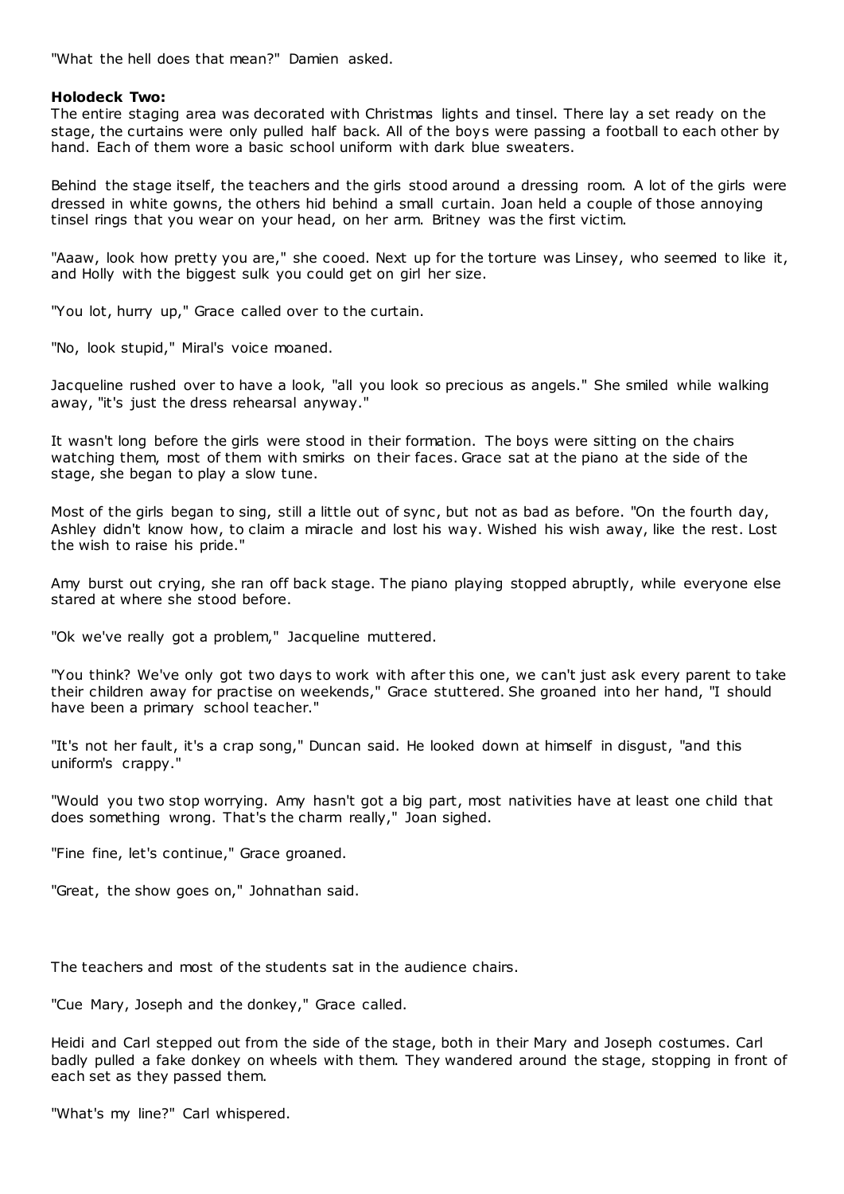"What the hell does that mean?" Damien asked.

**Holodeck Two:**

The entire staging area was decorated with Christmas lights and tinsel. There lay a set ready on the stage, the curtains were only pulled half back. All of the boys were passing a football to each other by hand. Each of them wore a basic school uniform with dark blue sweaters.

Behind the stage itself, the teachers and the girls stood around a dressing room. A lot of the girls were dressed in white gowns, the others hid behind a small curtain. Joan held a couple of those annoying tinsel rings that you wear on your head, on her arm. Britney was the first victim.

"Aaaw, look how pretty you are," she cooed. Next up for the torture was Linsey, who seemed to like it, and Holly with the biggest sulk you could get on girl her size.

"You lot, hurry up," Grace called over to the curtain.

"No, look stupid," Miral's voice moaned.

Jacqueline rushed over to have a look, "all you look so precious as angels." She smiled while walking away, "it's just the dress rehearsal anyway."

It wasn't long before the girls were stood in their formation. The boys were sitting on the chairs watching them, most of them with smirks on their faces. Grace sat at the piano at the side of the stage, she began to play a slow tune.

Most of the girls began to sing, still a little out of sync, but not as bad as before. "On the fourth day, Ashley didn't know how, to claim a miracle and lost his way. Wished his wish away, like the rest. Lost the wish to raise his pride."

Amy burst out crying, she ran off back stage. The piano playing stopped abruptly, while everyone else stared at where she stood before.

"Ok we've really got a problem," Jacqueline muttered.

"You think? We've only got two days to work with after this one, we can't just ask every parent to take their children away for practise on weekends," Grace stuttered. She groaned into her hand, "I should have been a primary school teacher."

"It's not her fault, it's a crap song," Duncan said. He looked down at himself in disgust, "and this uniform's crappy."

"Would you two stop worrying. Amy hasn't got a big part, most nativities have at least one child that does something wrong. That's the charm really," Joan sighed.

"Fine fine, let's continue," Grace groaned.

"Great, the show goes on," Johnathan said.

The teachers and most of the students sat in the audience chairs.

"Cue Mary, Joseph and the donkey," Grace called.

Heidi and Carl stepped out from the side of the stage, both in their Mary and Joseph costumes. Carl badly pulled a fake donkey on wheels with them. They wandered around the stage, stopping in front of each set as they passed them.

"What's my line?" Carl whispered.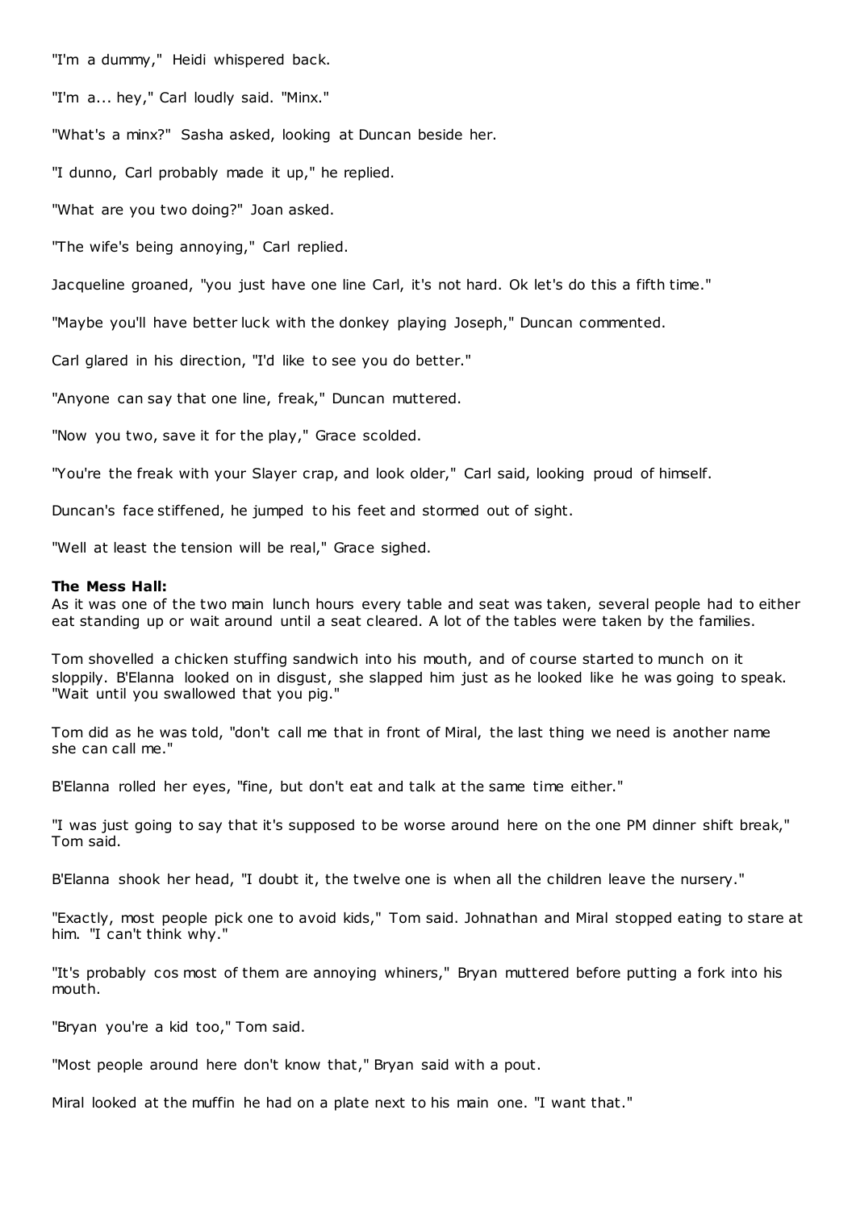"I'm a dummy," Heidi whispered back.

"I'm a... hey," Carl loudly said. "Minx."

"What's a minx?" Sasha asked, looking at Duncan beside her.

"I dunno, Carl probably made it up," he replied.

"What are you two doing?" Joan asked.

"The wife's being annoying," Carl replied.

Jacqueline groaned, "you just have one line Carl, it's not hard. Ok let's do this a fifth time."

"Maybe you'll have better luck with the donkey playing Joseph," Duncan commented.

Carl glared in his direction, "I'd like to see you do better."

"Anyone can say that one line, freak," Duncan muttered.

"Now you two, save it for the play," Grace scolded.

"You're the freak with your Slayer crap, and look older," Carl said, looking proud of himself.

Duncan's face stiffened, he jumped to his feet and stormed out of sight.

"Well at least the tension will be real," Grace sighed.

**The Mess Hall:**
As it was one of the two main lunch hours every table and seat was taken, several people had to either eat standing up or wait around until a seat cleared. A lot of the tables were taken by the families.

Tom shovelled a chicken stuffing sandwich into his mouth, and of course started to munch on it sloppily. B'Elanna looked on in disgust, she slapped him just as he looked like he was going to speak. "Wait until you swallowed that you pig."

Tom did as he was told, "don't call me that in front of Miral, the last thing we need is another name she can call me."

B'Elanna rolled her eyes, "fine, but don't eat and talk at the same time either."

"I was just going to say that it's supposed to be worse around here on the one PM dinner shift break," Tom said.

B'Elanna shook her head, "I doubt it, the twelve one is when all the children leave the nursery."

"Exactly, most people pick one to avoid kids," Tom said. Johnathan and Miral stopped eating to stare at him. "I can't think why."

"It's probably cos most of them are annoying whiners," Bryan muttered before putting a fork into his mouth.

"Bryan you're a kid too," Tom said.

"Most people around here don't know that," Bryan said with a pout.

Miral looked at the muffin he had on a plate next to his main one. "I want that."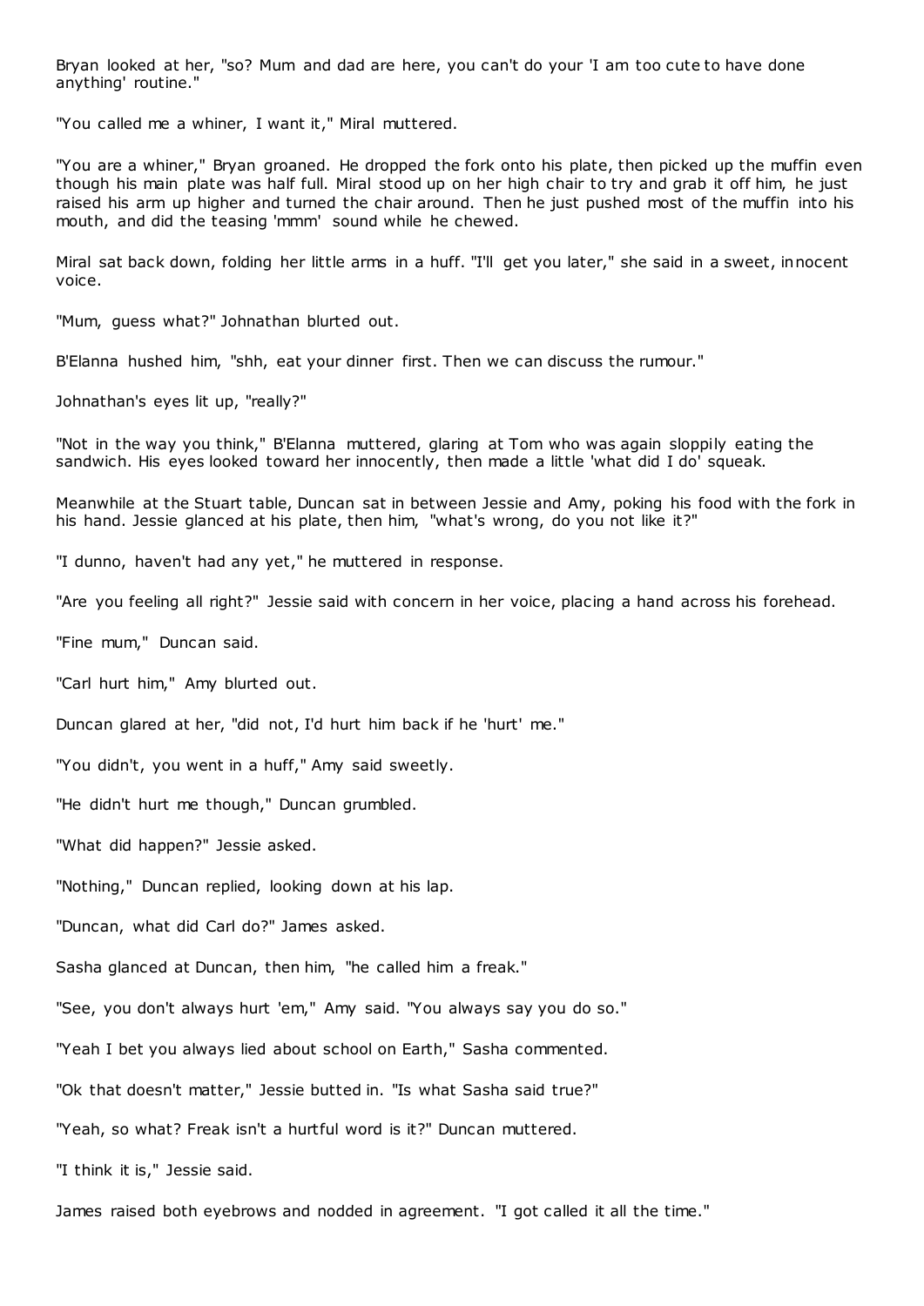Bryan looked at her, "so? Mum and dad are here, you can't do your 'I am too cute to have done anything' routine."

"You called me a whiner, I want it," Miral muttered.

"You are a whiner," Bryan groaned. He dropped the fork onto his plate, then picked up the muffin even though his main plate was half full. Miral stood up on her high chair to try and grab it off him, he just raised his arm up higher and turned the chair around. Then he just pushed most of the muffin into his mouth, and did the teasing 'mmm' sound while he chewed.

Miral sat back down, folding her little arms in a huff. "I'll get you later," she said in a sweet, innocent voice.

"Mum, guess what?" Johnathan blurted out.

B'Elanna hushed him, "shh, eat your dinner first. Then we can discuss the rumour."

Johnathan's eyes lit up, "really?"

"Not in the way you think," B'Elanna muttered, glaring at Tom who was again sloppily eating the sandwich. His eyes looked toward her innocently, then made a little 'what did I do' squeak.

Meanwhile at the Stuart table, Duncan sat in between Jessie and Amy, poking his food with the fork in his hand. Jessie glanced at his plate, then him, "what's wrong, do you not like it?"

"I dunno, haven't had any yet," he muttered in response.

"Are you feeling all right?" Jessie said with concern in her voice, placing a hand across his forehead.

"Fine mum," Duncan said.

"Carl hurt him," Amy blurted out.

Duncan glared at her, "did not, I'd hurt him back if he 'hurt' me."

"You didn't, you went in a huff," Amy said sweetly.

"He didn't hurt me though," Duncan grumbled.

"What did happen?" Jessie asked.

"Nothing," Duncan replied, looking down at his lap.

"Duncan, what did Carl do?" James asked.

Sasha glanced at Duncan, then him, "he called him a freak."

"See, you don't always hurt 'em," Amy said. "You always say you do so."

"Yeah I bet you always lied about school on Earth," Sasha commented.

"Ok that doesn't matter," Jessie butted in. "Is what Sasha said true?"

"Yeah, so what? Freak isn't a hurtful word is it?" Duncan muttered.

"I think it is," Jessie said.

James raised both eyebrows and nodded in agreement. "I got called it all the time."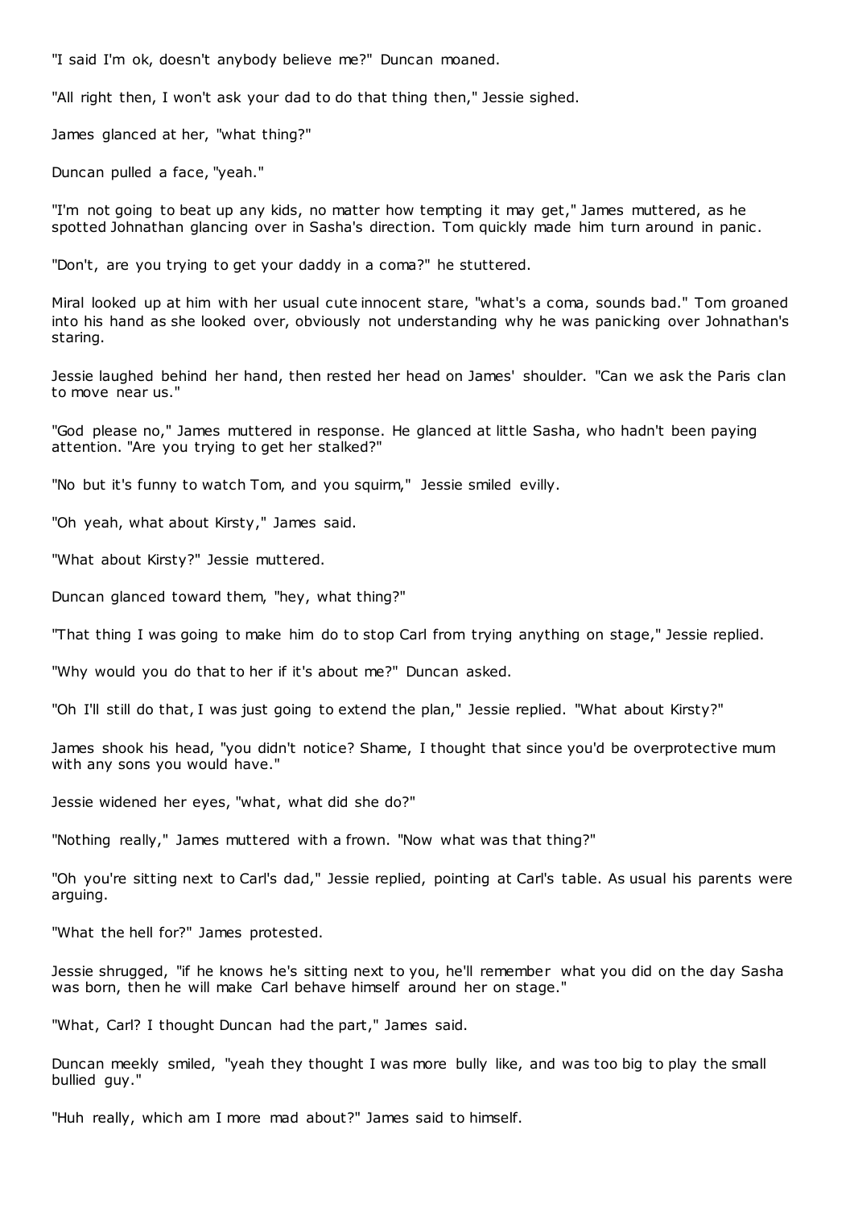"I said I'm ok, doesn't anybody believe me?" Duncan moaned.

"All right then, I won't ask your dad to do that thing then," Jessie sighed.

James glanced at her, "what thing?"

Duncan pulled a face, "yeah."

"I'm not going to beat up any kids, no matter how tempting it may get," James muttered, as he spotted Johnathan glancing over in Sasha's direction. Tom quickly made him turn around in panic.

"Don't, are you trying to get your daddy in a coma?" he stuttered.

Miral looked up at him with her usual cute innocent stare, "what's a coma, sounds bad." Tom groaned into his hand as she looked over, obviously not understanding why he was panicking over Johnathan's staring.

Jessie laughed behind her hand, then rested her head on James' shoulder. "Can we ask the Paris clan to move near us."

"God please no," James muttered in response. He glanced at little Sasha, who hadn't been paying attention. "Are you trying to get her stalked?"

"No but it's funny to watch Tom, and you squirm," Jessie smiled evilly.

"Oh yeah, what about Kirsty," James said.

"What about Kirsty?" Jessie muttered.

Duncan glanced toward them, "hey, what thing?"

"That thing I was going to make him do to stop Carl from trying anything on stage," Jessie replied.

"Why would you do that to her if it's about me?" Duncan asked.

"Oh I'll still do that, I was just going to extend the plan," Jessie replied. "What about Kirsty?"

James shook his head, "you didn't notice? Shame, I thought that since you'd be overprotective mum with any sons you would have."

Jessie widened her eyes, "what, what did she do?"

"Nothing really," James muttered with a frown. "Now what was that thing?"

"Oh you're sitting next to Carl's dad," Jessie replied, pointing at Carl's table. As usual his parents were arguing.

"What the hell for?" James protested.

Jessie shrugged, "if he knows he's sitting next to you, he'll remember what you did on the day Sasha was born, then he will make Carl behave himself around her on stage."

"What, Carl? I thought Duncan had the part," James said.

Duncan meekly smiled, "yeah they thought I was more bully like, and was too big to play the small bullied guy."

"Huh really, which am I more mad about?" James said to himself.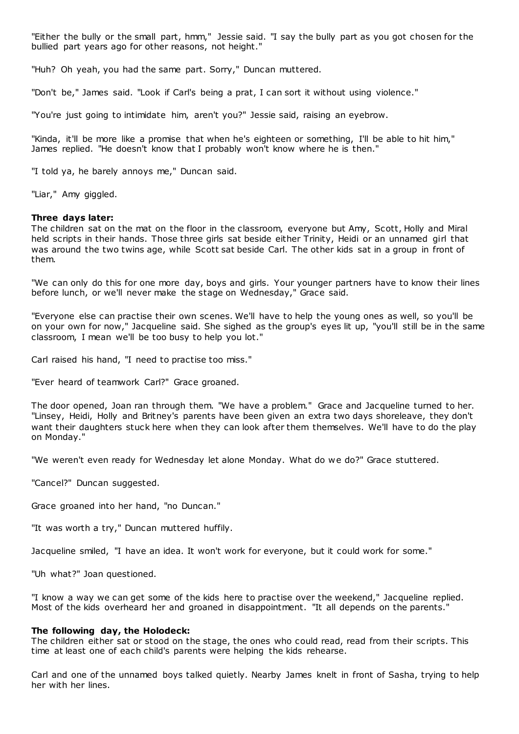"Either the bully or the small part, hmm," Jessie said. "I say the bully part as you got chosen for the bullied part years ago for other reasons, not height."

"Huh? Oh yeah, you had the same part. Sorry," Duncan muttered.

"Don't be," James said. "Look if Carl's being a prat, I can sort it without using violence."

"You're just going to intimidate him, aren't you?" Jessie said, raising an eyebrow.

"Kinda, it'll be more like a promise that when he's eighteen or something, I'll be able to hit him," James replied. "He doesn't know that I probably won't know where he is then."

"I told ya, he barely annoys me," Duncan said.

"Liar," Amy giggled.

**Three days later:**
The children sat on the mat on the floor in the classroom, everyone but Amy, Scott, Holly and Miral held scripts in their hands. Those three girls sat beside either Trinity, Heidi or an unnamed girl that was around the two twins age, while Scott sat beside Carl. The other kids sat in a group in front of them.

"We can only do this for one more day, boys and girls. Your younger partners have to know their lines before lunch, or we'll never make the stage on Wednesday," Grace said.

"Everyone else can practise their own scenes. We'll have to help the young ones as well, so you'll be on your own for now," Jacqueline said. She sighed as the group's eyes lit up, "you'll still be in the same classroom, I mean we'll be too busy to help you lot."

Carl raised his hand, "I need to practise too miss."

"Ever heard of teamwork Carl?" Grace groaned.

The door opened, Joan ran through them. "We have a problem." Grace and Jacqueline turned to her. "Linsey, Heidi, Holly and Britney's parents have been given an extra two days shoreleave, they don't want their daughters stuck here when they can look after them themselves. We'll have to do the play on Monday."

"We weren't even ready for Wednesday let alone Monday. What do we do?" Grace stuttered.

"Cancel?" Duncan suggested.

Grace groaned into her hand, "no Duncan."

"It was worth a try," Duncan muttered huffily.

Jacqueline smiled, "I have an idea. It won't work for everyone, but it could work for some."

"Uh what?" Joan questioned.

"I know a way we can get some of the kids here to practise over the weekend," Jacqueline replied. Most of the kids overheard her and groaned in disappointment. "It all depends on the parents."

**The following day, the Holodeck:**
The children either sat or stood on the stage, the ones who could read, read from their scripts. This time at least one of each child's parents were helping the kids rehearse.

Carl and one of the unnamed boys talked quietly. Nearby James knelt in front of Sasha, trying to help her with her lines.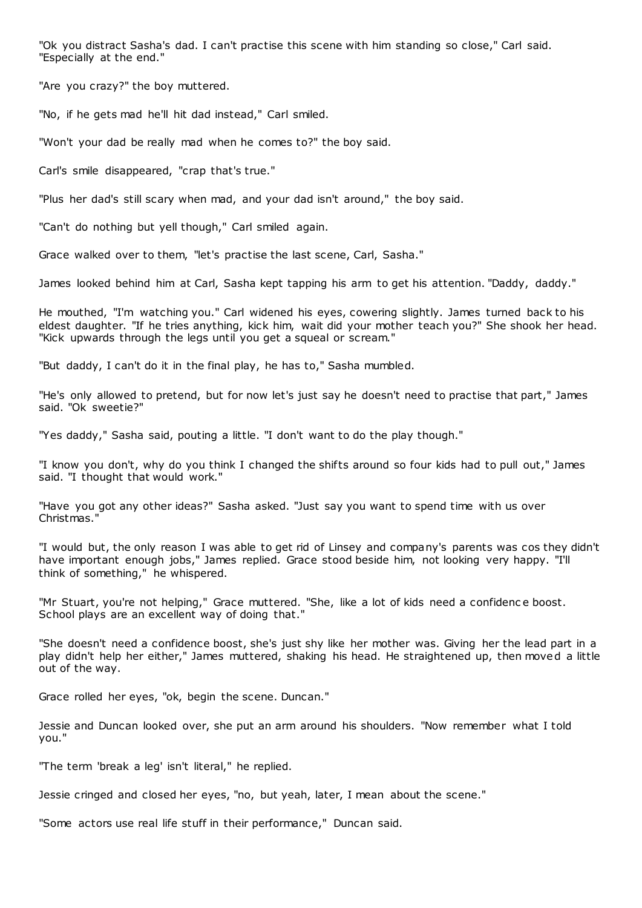"Ok you distract Sasha's dad. I can't practise this scene with him standing so close," Carl said. "Especially at the end."

"Are you crazy?" the boy muttered.

"No, if he gets mad he'll hit dad instead," Carl smiled.

"Won't your dad be really mad when he comes to?" the boy said.

Carl's smile disappeared, "crap that's true."

"Plus her dad's still scary when mad, and your dad isn't around," the boy said.

"Can't do nothing but yell though," Carl smiled again.

Grace walked over to them, "let's practise the last scene, Carl, Sasha."

James looked behind him at Carl, Sasha kept tapping his arm to get his attention. "Daddy, daddy."

He mouthed, "I'm watching you." Carl widened his eyes, cowering slightly. James turned back to his eldest daughter. "If he tries anything, kick him, wait did your mother teach you?" She shook her head. "Kick upwards through the legs until you get a squeal or scream."

"But daddy, I can't do it in the final play, he has to," Sasha mumbled.

"He's only allowed to pretend, but for now let's just say he doesn't need to practise that part," James said. "Ok sweetie?"

"Yes daddy," Sasha said, pouting a little. "I don't want to do the play though."

"I know you don't, why do you think I changed the shifts around so four kids had to pull out," James said. "I thought that would work."

"Have you got any other ideas?" Sasha asked. "Just say you want to spend time with us over Christmas."

"I would but, the only reason I was able to get rid of Linsey and company's parents was cos they didn't have important enough jobs," James replied. Grace stood beside him, not looking very happy. "I'll think of something," he whispered.

"Mr Stuart, you're not helping," Grace muttered. "She, like a lot of kids need a confidence boost. School plays are an excellent way of doing that."

"She doesn't need a confidence boost, she's just shy like her mother was. Giving her the lead part in a play didn't help her either," James muttered, shaking his head. He straightened up, then moved a little out of the way.

Grace rolled her eyes, "ok, begin the scene. Duncan."

Jessie and Duncan looked over, she put an arm around his shoulders. "Now remember what I told you."

"The term 'break a leg' isn't literal," he replied.

Jessie cringed and closed her eyes, "no, but yeah, later, I mean about the scene."

"Some actors use real life stuff in their performance," Duncan said.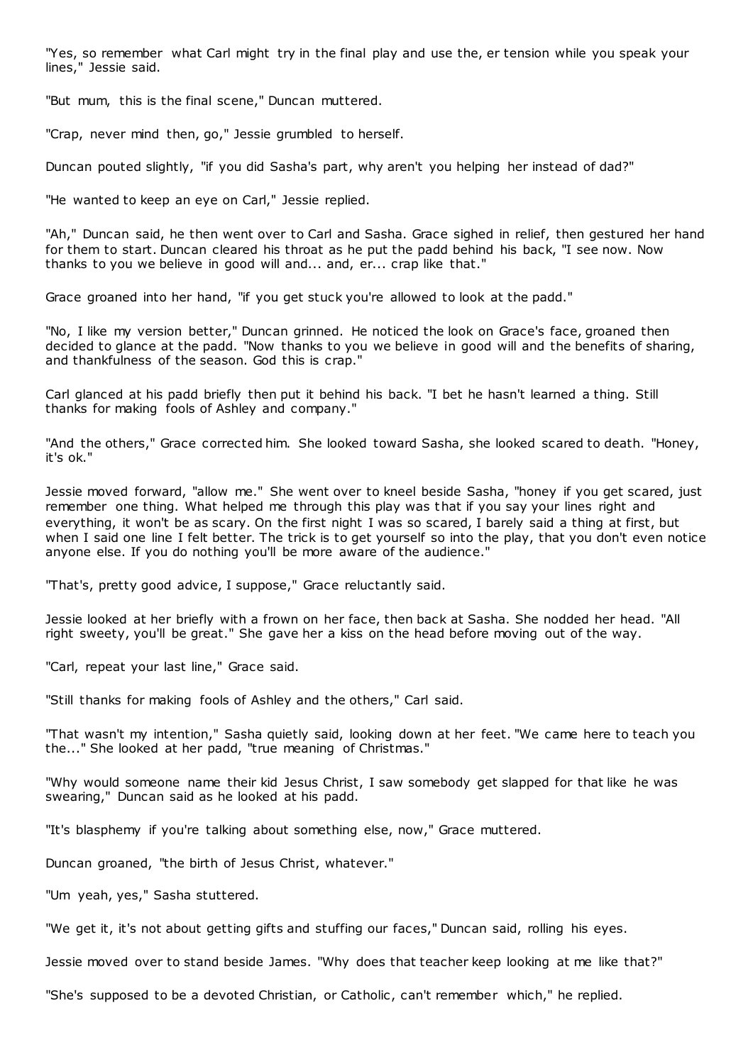"Yes, so remember what Carl might try in the final play and use the, er tension while you speak your lines," Jessie said.

"But mum, this is the final scene," Duncan muttered.

"Crap, never mind then, go," Jessie grumbled to herself.

Duncan pouted slightly, "if you did Sasha's part, why aren't you helping her instead of dad?"

"He wanted to keep an eye on Carl," Jessie replied.

"Ah," Duncan said, he then went over to Carl and Sasha. Grace sighed in relief, then gestured her hand for them to start. Duncan cleared his throat as he put the padd behind his back, "I see now. Now thanks to you we believe in good will and... and, er... crap like that."

Grace groaned into her hand, "if you get stuck you're allowed to look at the padd."

"No, I like my version better," Duncan grinned. He noticed the look on Grace's face, groaned then decided to glance at the padd. "Now thanks to you we believe in good will and the benefits of sharing, and thankfulness of the season. God this is crap."

Carl glanced at his padd briefly then put it behind his back. "I bet he hasn't learned a thing. Still thanks for making fools of Ashley and company."

"And the others," Grace corrected him. She looked toward Sasha, she looked scared to death. "Honey, it's ok."

Jessie moved forward, "allow me." She went over to kneel beside Sasha, "honey if you get scared, just remember one thing. What helped me through this play was that if you say your lines right and everything, it won't be as scary. On the first night I was so scared, I barely said a thing at first, but when I said one line I felt better. The trick is to get yourself so into the play, that you don't even notice anyone else. If you do nothing you'll be more aware of the audience."

"That's, pretty good advice, I suppose," Grace reluctantly said.

Jessie looked at her briefly with a frown on her face, then back at Sasha. She nodded her head. "All right sweety, you'll be great." She gave her a kiss on the head before moving out of the way.

"Carl, repeat your last line," Grace said.

"Still thanks for making fools of Ashley and the others," Carl said.

"That wasn't my intention," Sasha quietly said, looking down at her feet. "We came here to teach you the..." She looked at her padd, "true meaning of Christmas."

"Why would someone name their kid Jesus Christ, I saw somebody get slapped for that like he was swearing," Duncan said as he looked at his padd.

"It's blasphemy if you're talking about something else, now," Grace muttered.

Duncan groaned, "the birth of Jesus Christ, whatever."

"Um yeah, yes," Sasha stuttered.

"We get it, it's not about getting gifts and stuffing our faces," Duncan said, rolling his eyes.

Jessie moved over to stand beside James. "Why does that teacher keep looking at me like that?"

"She's supposed to be a devoted Christian, or Catholic, can't remember which," he replied.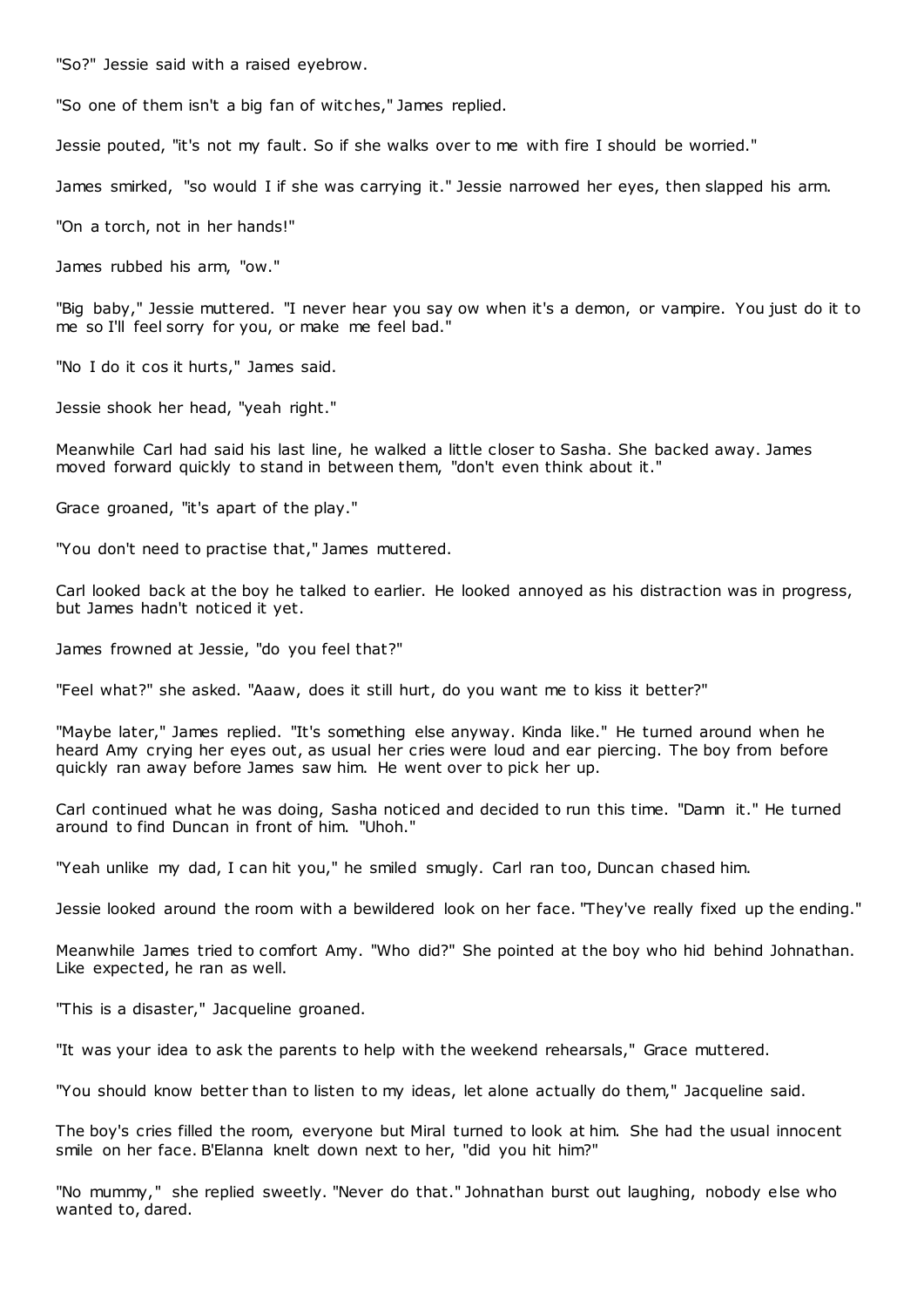"So?" Jessie said with a raised eyebrow.

"So one of them isn't a big fan of witches," James replied.

Jessie pouted, "it's not my fault. So if she walks over to me with fire I should be worried."

James smirked, "so would I if she was carrying it." Jessie narrowed her eyes, then slapped his arm.

"On a torch, not in her hands!"

James rubbed his arm, "ow."

"Big baby," Jessie muttered. "I never hear you say ow when it's a demon, or vampire. You just do it to me so I'll feel sorry for you, or make me feel bad."

"No I do it cos it hurts," James said.

Jessie shook her head, "yeah right."

Meanwhile Carl had said his last line, he walked a little closer to Sasha. She backed away. James moved forward quickly to stand in between them, "don't even think about it."

Grace groaned, "it's apart of the play."

"You don't need to practise that," James muttered.

Carl looked back at the boy he talked to earlier. He looked annoyed as his distraction was in progress, but James hadn't noticed it yet.

James frowned at Jessie, "do you feel that?"

"Feel what?" she asked. "Aaaw, does it still hurt, do you want me to kiss it better?"

"Maybe later," James replied. "It's something else anyway. Kinda like." He turned around when he heard Amy crying her eyes out, as usual her cries were loud and ear piercing. The boy from before quickly ran away before James saw him. He went over to pick her up.

Carl continued what he was doing, Sasha noticed and decided to run this time. "Damn it." He turned around to find Duncan in front of him. "Uhoh."

"Yeah unlike my dad, I can hit you," he smiled smugly. Carl ran too, Duncan chased him.

Jessie looked around the room with a bewildered look on her face. "They've really fixed up the ending."

Meanwhile James tried to comfort Amy. "Who did?" She pointed at the boy who hid behind Johnathan. Like expected, he ran as well.

"This is a disaster," Jacqueline groaned.

"It was your idea to ask the parents to help with the weekend rehearsals," Grace muttered.

"You should know better than to listen to my ideas, let alone actually do them," Jacqueline said.

The boy's cries filled the room, everyone but Miral turned to look at him. She had the usual innocent smile on her face. B'Elanna knelt down next to her, "did you hit him?"

"No mummy," she replied sweetly. "Never do that." Johnathan burst out laughing, nobody else who wanted to, dared.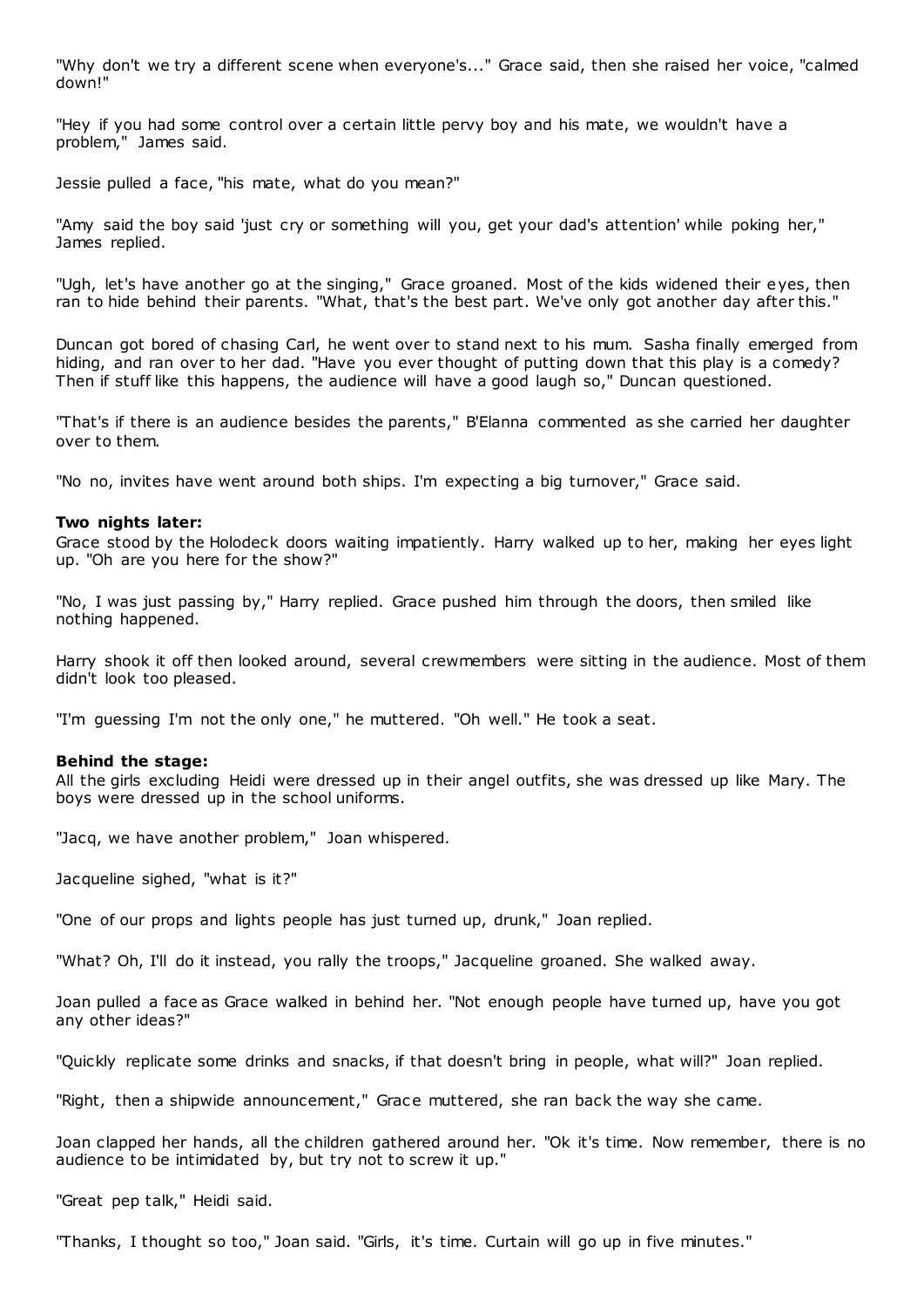"Why don't we try a different scene when everyone's..." Grace said, then she raised her voice, "calmed down!"

"Hey if you had some control over a certain little pervy boy and his mate, we wouldn't have a problem," James said.

Jessie pulled a face, "his mate, what do you mean?"

"Amy said the boy said 'just cry or something will you, get your dad's attention' while poking her," James replied.

"Ugh, let's have another go at the singing," Grace groaned. Most of the kids widened their eyes, then ran to hide behind their parents. "What, that's the best part. We've only got another day after this."

Duncan got bored of chasing Carl, he went over to stand next to his mum. Sasha finally emerged from hiding, and ran over to her dad. "Have you ever thought of putting down that this play is a comedy? Then if stuff like this happens, the audience will have a good laugh so," Duncan questioned.

"That's if there is an audience besides the parents," B'Elanna commented as she carried her daughter over to them.

"No no, invites have went around both ships. I'm expecting a big turnover," Grace said.

**Two nights later:**
Grace stood by the Holodeck doors waiting impatiently. Harry walked up to her, making her eyes light up. "Oh are you here for the show?"

"No, I was just passing by," Harry replied. Grace pushed him through the doors, then smiled like nothing happened.

Harry shook it off then looked around, several crewmembers were sitting in the audience. Most of them didn't look too pleased.

"I'm guessing I'm not the only one," he muttered. "Oh well." He took a seat.

**Behind the stage:**
All the girls excluding Heidi were dressed up in their angel outfits, she was dressed up like Mary. The boys were dressed up in the school uniforms.

"Jacq, we have another problem," Joan whispered.

Jacqueline sighed, "what is it?"

"One of our props and lights people has just turned up, drunk," Joan replied.

"What? Oh, I'll do it instead, you rally the troops," Jacqueline groaned. She walked away.

Joan pulled a face as Grace walked in behind her. "Not enough people have turned up, have you got any other ideas?"

"Quickly replicate some drinks and snacks, if that doesn't bring in people, what will?" Joan replied.

"Right, then a shipwide announcement," Grace muttered, she ran back the way she came.

Joan clapped her hands, all the children gathered around her. "Ok it's time. Now remember, there is no audience to be intimidated by, but try not to screw it up."

"Great pep talk," Heidi said.

"Thanks, I thought so too," Joan said. "Girls, it's time. Curtain will go up in five minutes."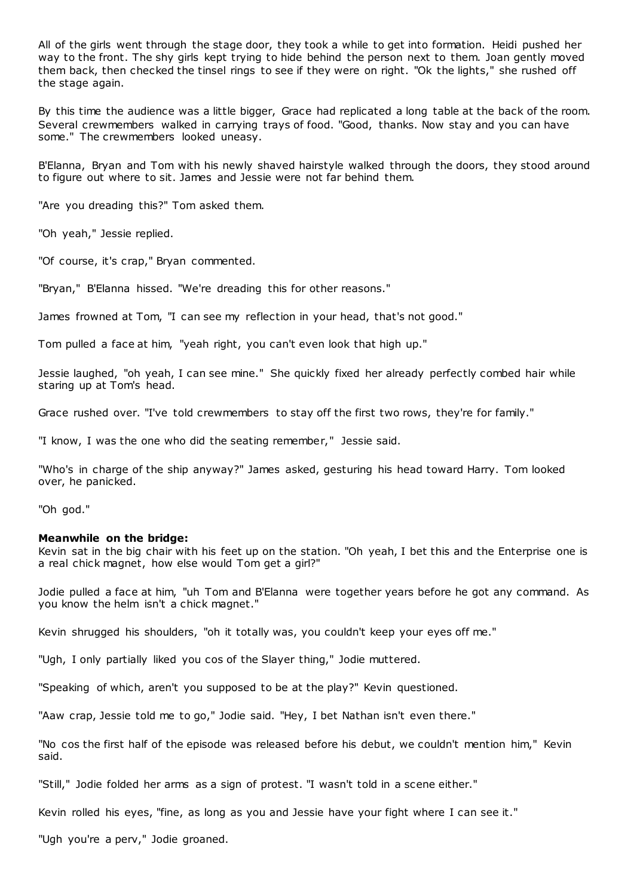All of the girls went through the stage door, they took a while to get into formation. Heidi pushed her way to the front. The shy girls kept trying to hide behind the person next to them. Joan gently moved them back, then checked the tinsel rings to see if they were on right. "Ok the lights," she rushed off the stage again.

By this time the audience was a little bigger, Grace had replicated a long table at the back of the room. Several crewmembers walked in carrying trays of food. "Good, thanks. Now stay and you can have some." The crewmembers looked uneasy.

B'Elanna, Bryan and Tom with his newly shaved hairstyle walked through the doors, they stood around to figure out where to sit. James and Jessie were not far behind them.

"Are you dreading this?" Tom asked them.

"Oh yeah," Jessie replied.

"Of course, it's crap," Bryan commented.

"Bryan," B'Elanna hissed. "We're dreading this for other reasons."

James frowned at Tom, "I can see my reflection in your head, that's not good."

Tom pulled a face at him, "yeah right, you can't even look that high up."

Jessie laughed, "oh yeah, I can see mine." She quickly fixed her already perfectly combed hair while staring up at Tom's head.

Grace rushed over. "I've told crewmembers to stay off the first two rows, they're for family."

"I know, I was the one who did the seating remember," Jessie said.

"Who's in charge of the ship anyway?" James asked, gesturing his head toward Harry. Tom looked over, he panicked.

"Oh god."

**Meanwhile on the bridge:**
Kevin sat in the big chair with his feet up on the station. "Oh yeah, I bet this and the Enterprise one is a real chick magnet, how else would Tom get a girl?"

Jodie pulled a face at him, "uh Tom and B'Elanna were together years before he got any command. As you know the helm isn't a chick magnet."

Kevin shrugged his shoulders, "oh it totally was, you couldn't keep your eyes off me."

"Ugh, I only partially liked you cos of the Slayer thing," Jodie muttered.

"Speaking of which, aren't you supposed to be at the play?" Kevin questioned.

"Aaw crap, Jessie told me to go," Jodie said. "Hey, I bet Nathan isn't even there."

"No cos the first half of the episode was released before his debut, we couldn't mention him," Kevin said.

"Still," Jodie folded her arms as a sign of protest. "I wasn't told in a scene either."

Kevin rolled his eyes, "fine, as long as you and Jessie have your fight where I can see it."

"Ugh you're a perv," Jodie groaned.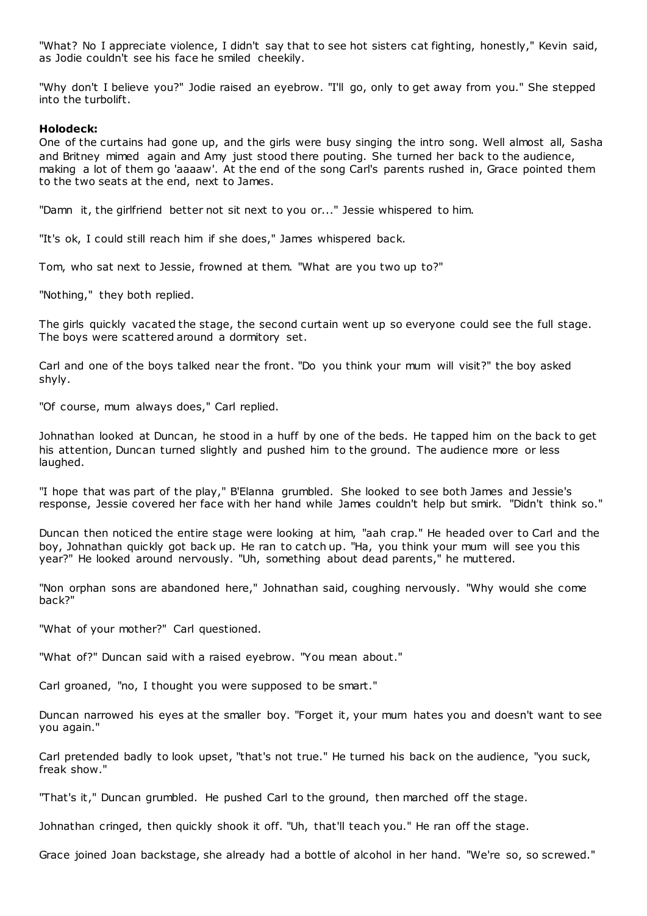"What? No I appreciate violence, I didn't say that to see hot sisters cat fighting, honestly," Kevin said, as Jodie couldn't see his face he smiled cheekily.

"Why don't I believe you?" Jodie raised an eyebrow. "I'll go, only to get away from you." She stepped into the turbolift.

**Holodeck:**

One of the curtains had gone up, and the girls were busy singing the intro song. Well almost all, Sasha and Britney mimed again and Amy just stood there pouting. She turned her back to the audience, making a lot of them go 'aaaaw'. At the end of the song Carl's parents rushed in, Grace pointed them to the two seats at the end, next to James.

"Damn it, the girlfriend better not sit next to you or..." Jessie whispered to him.

"It's ok, I could still reach him if she does," James whispered back.

Tom, who sat next to Jessie, frowned at them. "What are you two up to?"

"Nothing," they both replied.

The girls quickly vacated the stage, the second curtain went up so everyone could see the full stage. The boys were scattered around a dormitory set.

Carl and one of the boys talked near the front. "Do you think your mum will visit?" the boy asked shyly.

"Of course, mum always does," Carl replied.

Johnathan looked at Duncan, he stood in a huff by one of the beds. He tapped him on the back to get his attention, Duncan turned slightly and pushed him to the ground. The audience more or less laughed.

"I hope that was part of the play," B'Elanna grumbled. She looked to see both James and Jessie's response, Jessie covered her face with her hand while James couldn't help but smirk. "Didn't think so."

Duncan then noticed the entire stage were looking at him, "aah crap." He headed over to Carl and the boy, Johnathan quickly got back up. He ran to catch up. "Ha, you think your mum will see you this year?" He looked around nervously. "Uh, something about dead parents," he muttered.

"Non orphan sons are abandoned here," Johnathan said, coughing nervously. "Why would she come back?"

"What of your mother?" Carl questioned.

"What of?" Duncan said with a raised eyebrow. "You mean about."

Carl groaned, "no, I thought you were supposed to be smart."

Duncan narrowed his eyes at the smaller boy. "Forget it, your mum hates you and doesn't want to see you again."

Carl pretended badly to look upset, "that's not true." He turned his back on the audience, "you suck, freak show."

"That's it," Duncan grumbled. He pushed Carl to the ground, then marched off the stage.

Johnathan cringed, then quickly shook it off. "Uh, that'll teach you." He ran off the stage.

Grace joined Joan backstage, she already had a bottle of alcohol in her hand. "We're so, so screwed."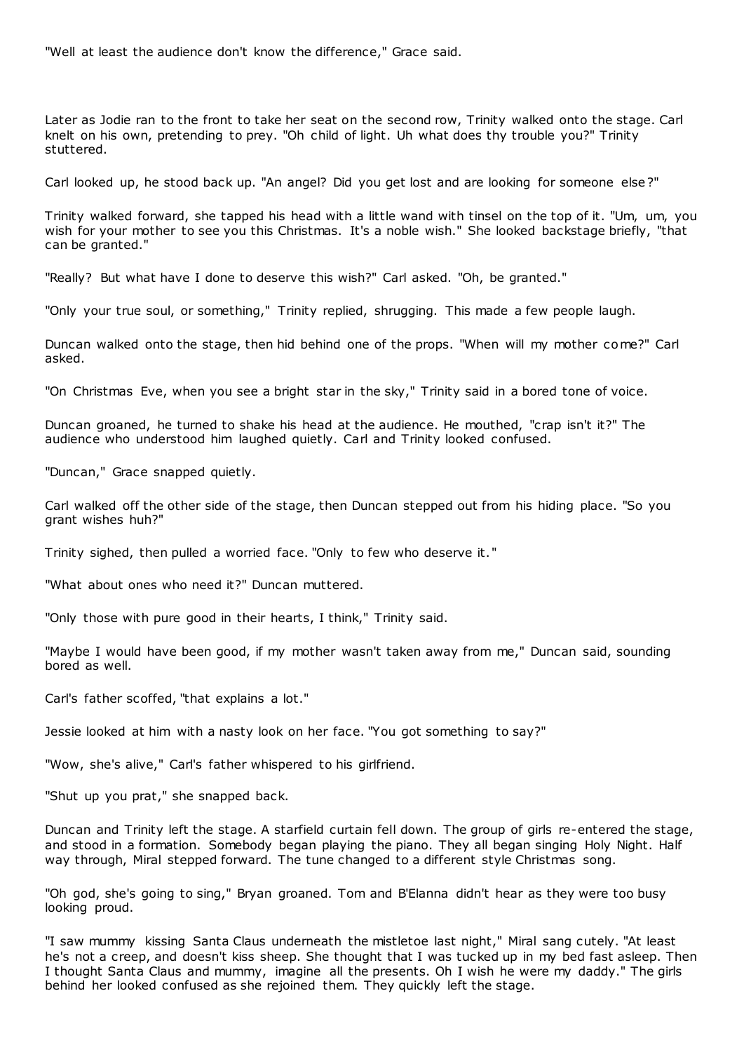"Well at least the audience don't know the difference," Grace said.

Later as Jodie ran to the front to take her seat on the second row, Trinity walked onto the stage. Carl knelt on his own, pretending to prey. "Oh child of light. Uh what does thy trouble you?" Trinity stuttered.

Carl looked up, he stood back up. "An angel? Did you get lost and are looking for someone else?"

Trinity walked forward, she tapped his head with a little wand with tinsel on the top of it. "Um, um, you wish for your mother to see you this Christmas. It's a noble wish." She looked backstage briefly, "that can be granted."

"Really? But what have I done to deserve this wish?" Carl asked. "Oh, be granted."

"Only your true soul, or something," Trinity replied, shrugging. This made a few people laugh.

Duncan walked onto the stage, then hid behind one of the props. "When will my mother come?" Carl asked.

"On Christmas Eve, when you see a bright star in the sky," Trinity said in a bored tone of voice.

Duncan groaned, he turned to shake his head at the audience. He mouthed, "crap isn't it?" The audience who understood him laughed quietly. Carl and Trinity looked confused.

"Duncan," Grace snapped quietly.

Carl walked off the other side of the stage, then Duncan stepped out from his hiding place. "So you grant wishes huh?"

Trinity sighed, then pulled a worried face. "Only to few who deserve it."

"What about ones who need it?" Duncan muttered.

"Only those with pure good in their hearts, I think," Trinity said.

"Maybe I would have been good, if my mother wasn't taken away from me," Duncan said, sounding bored as well.

Carl's father scoffed, "that explains a lot."

Jessie looked at him with a nasty look on her face. "You got something to say?"

"Wow, she's alive," Carl's father whispered to his girlfriend.

"Shut up you prat," she snapped back.

Duncan and Trinity left the stage. A starfield curtain fell down. The group of girls re-entered the stage, and stood in a formation. Somebody began playing the piano. They all began singing Holy Night. Half way through, Miral stepped forward. The tune changed to a different style Christmas song.

"Oh god, she's going to sing," Bryan groaned. Tom and B'Elanna didn't hear as they were too busy looking proud.

"I saw mummy kissing Santa Claus underneath the mistletoe last night," Miral sang cutely. "At least he's not a creep, and doesn't kiss sheep. She thought that I was tucked up in my bed fast asleep. Then I thought Santa Claus and mummy, imagine all the presents. Oh I wish he were my daddy." The girls behind her looked confused as she rejoined them. They quickly left the stage.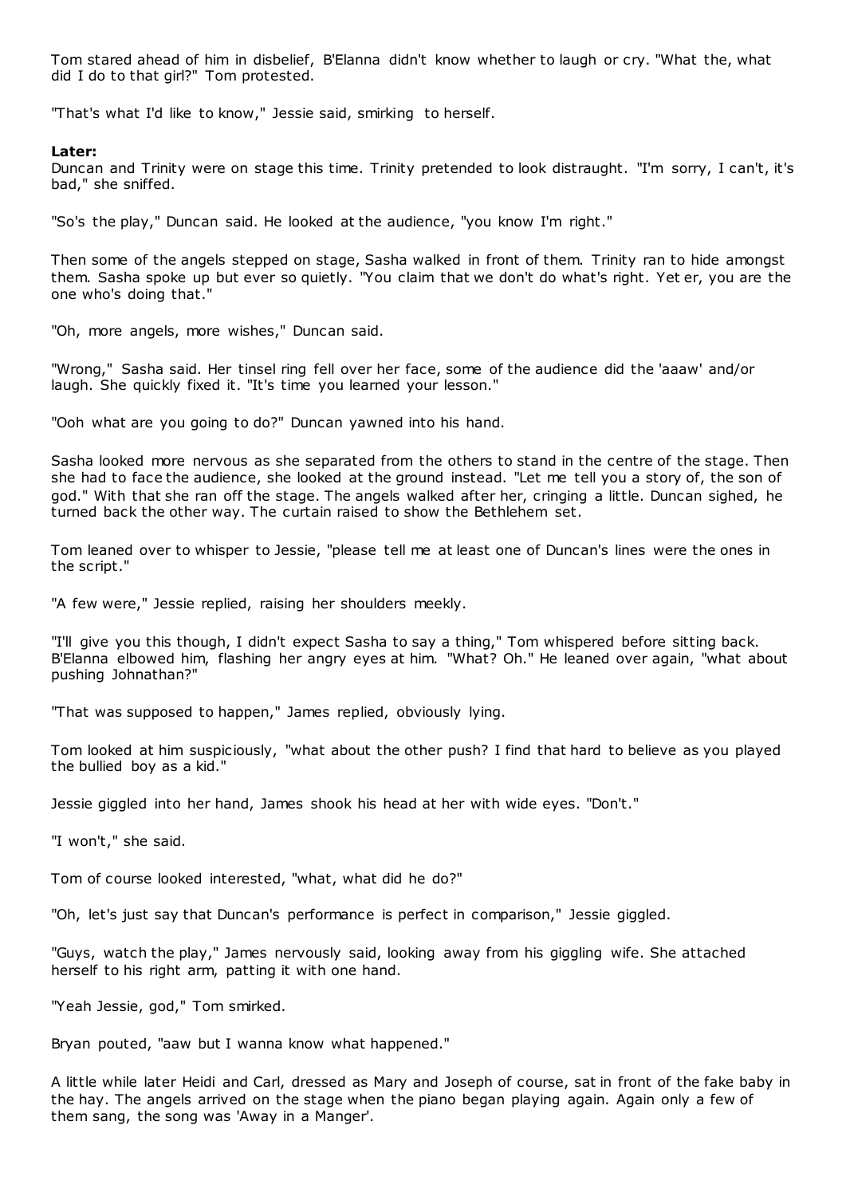Tom stared ahead of him in disbelief, B'Elanna didn't know whether to laugh or cry. "What the, what did I do to that girl?" Tom protested.

"That's what I'd like to know," Jessie said, smirking to herself.

**Later:**

Duncan and Trinity were on stage this time. Trinity pretended to look distraught. "I'm sorry, I can't, it's bad," she sniffed.

"So's the play," Duncan said. He looked at the audience, "you know I'm right."

Then some of the angels stepped on stage, Sasha walked in front of them. Trinity ran to hide amongst them. Sasha spoke up but ever so quietly. "You claim that we don't do what's right. Yet er, you are the one who's doing that."

"Oh, more angels, more wishes," Duncan said.

"Wrong," Sasha said. Her tinsel ring fell over her face, some of the audience did the 'aaaw' and/or laugh. She quickly fixed it. "It's time you learned your lesson."

"Ooh what are you going to do?" Duncan yawned into his hand.

Sasha looked more nervous as she separated from the others to stand in the centre of the stage. Then she had to face the audience, she looked at the ground instead. "Let me tell you a story of, the son of god." With that she ran off the stage. The angels walked after her, cringing a little. Duncan sighed, he turned back the other way. The curtain raised to show the Bethlehem set.

Tom leaned over to whisper to Jessie, "please tell me at least one of Duncan's lines were the ones in the script."

"A few were," Jessie replied, raising her shoulders meekly.

"I'll give you this though, I didn't expect Sasha to say a thing," Tom whispered before sitting back. B'Elanna elbowed him, flashing her angry eyes at him. "What? Oh." He leaned over again, "what about pushing Johnathan?"

"That was supposed to happen," James replied, obviously lying.

Tom looked at him suspiciously, "what about the other push? I find that hard to believe as you played the bullied boy as a kid."

Jessie giggled into her hand, James shook his head at her with wide eyes. "Don't."

"I won't," she said.

Tom of course looked interested, "what, what did he do?"

"Oh, let's just say that Duncan's performance is perfect in comparison," Jessie giggled.

"Guys, watch the play," James nervously said, looking away from his giggling wife. She attached herself to his right arm, patting it with one hand.

"Yeah Jessie, god," Tom smirked.

Bryan pouted, "aaw but I wanna know what happened."

A little while later Heidi and Carl, dressed as Mary and Joseph of course, sat in front of the fake baby in the hay. The angels arrived on the stage when the piano began playing again. Again only a few of them sang, the song was 'Away in a Manger'.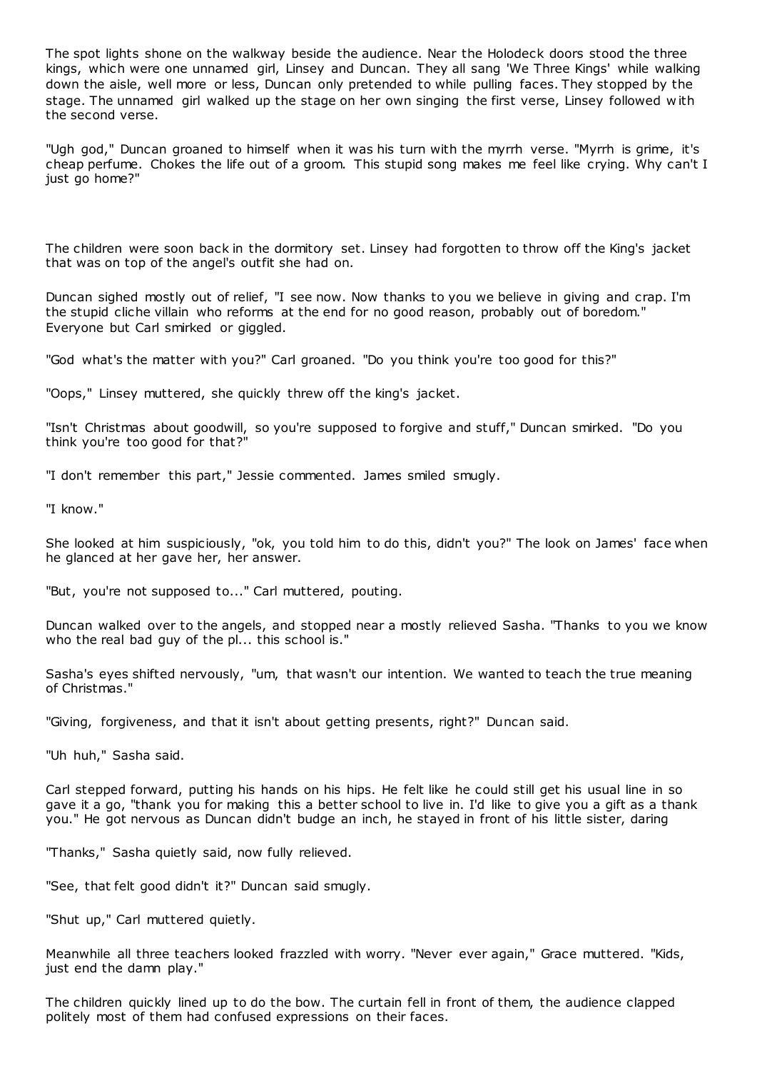The spot lights shone on the walkway beside the audience. Near the Holodeck doors stood the three kings, which were one unnamed girl, Linsey and Duncan. They all sang 'We Three Kings' while walking down the aisle, well more or less, Duncan only pretended to while pulling faces. They stopped by the stage. The unnamed girl walked up the stage on her own singing the first verse, Linsey followed with the second verse.

"Ugh god," Duncan groaned to himself when it was his turn with the myrrh verse. "Myrrh is grime, it's cheap perfume. Chokes the life out of a groom. This stupid song makes me feel like crying. Why can't I just go home?"

The children were soon back in the dormitory set. Linsey had forgotten to throw off the King's jacket that was on top of the angel's outfit she had on.

Duncan sighed mostly out of relief, "I see now. Now thanks to you we believe in giving and crap. I'm the stupid cliche villain who reforms at the end for no good reason, probably out of boredom." Everyone but Carl smirked or giggled.

"God what's the matter with you?" Carl groaned. "Do you think you're too good for this?"

"Oops," Linsey muttered, she quickly threw off the king's jacket.

"Isn't Christmas about goodwill, so you're supposed to forgive and stuff," Duncan smirked. "Do you think you're too good for that?"

"I don't remember this part," Jessie commented. James smiled smugly.

"I know."

She looked at him suspiciously, "ok, you told him to do this, didn't you?" The look on James' face when he glanced at her gave her, her answer.

"But, you're not supposed to..." Carl muttered, pouting.

Duncan walked over to the angels, and stopped near a mostly relieved Sasha. "Thanks to you we know who the real bad guy of the pl... this school is."

Sasha's eyes shifted nervously, "um, that wasn't our intention. We wanted to teach the true meaning of Christmas."

"Giving, forgiveness, and that it isn't about getting presents, right?" Duncan said.

"Uh huh," Sasha said.

Carl stepped forward, putting his hands on his hips. He felt like he could still get his usual line in so gave it a go, "thank you for making this a better school to live in. I'd like to give you a gift as a thank you." He got nervous as Duncan didn't budge an inch, he stayed in front of his little sister, daring

"Thanks," Sasha quietly said, now fully relieved.

"See, that felt good didn't it?" Duncan said smugly.

"Shut up," Carl muttered quietly.

Meanwhile all three teachers looked frazzled with worry. "Never ever again," Grace muttered. "Kids, just end the damn play."

The children quickly lined up to do the bow. The curtain fell in front of them, the audience clapped politely most of them had confused expressions on their faces.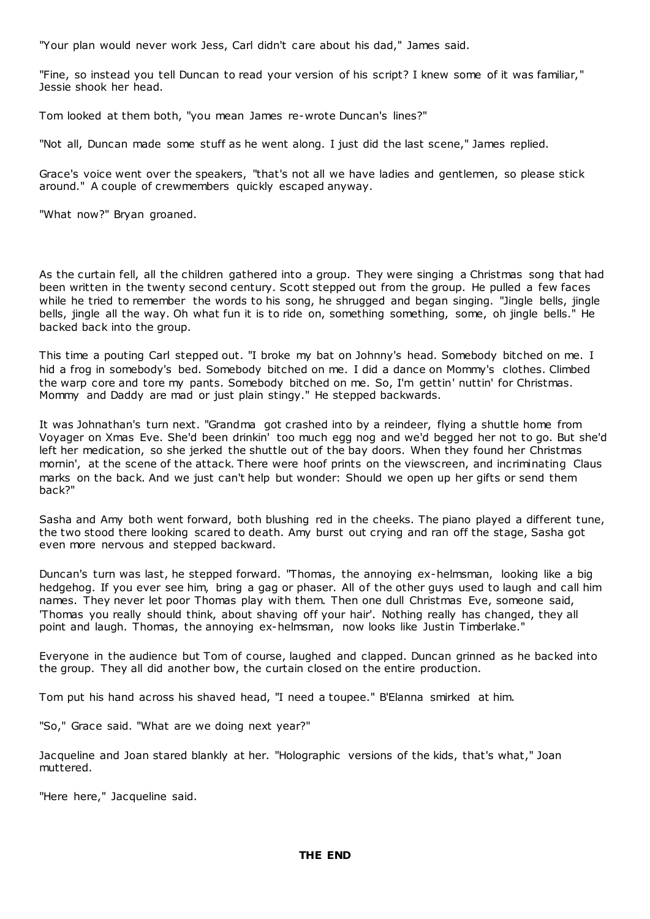"Your plan would never work Jess, Carl didn't care about his dad," James said.

"Fine, so instead you tell Duncan to read your version of his script? I knew some of it was familiar," Jessie shook her head.

Tom looked at them both, "you mean James re-wrote Duncan's lines?"

"Not all, Duncan made some stuff as he went along. I just did the last scene," James replied.

Grace's voice went over the speakers, "that's not all we have ladies and gentlemen, so please stick around." A couple of crewmembers quickly escaped anyway.

"What now?" Bryan groaned.

As the curtain fell, all the children gathered into a group. They were singing a Christmas song that had been written in the twenty second century. Scott stepped out from the group. He pulled a few faces while he tried to remember the words to his song, he shrugged and began singing. "Jingle bells, jingle bells, jingle all the way. Oh what fun it is to ride on, something something, some, oh jingle bells." He backed back into the group.

This time a pouting Carl stepped out. "I broke my bat on Johnny's head. Somebody bitched on me. I hid a frog in somebody's bed. Somebody bitched on me. I did a dance on Mommy's clothes. Climbed the warp core and tore my pants. Somebody bitched on me. So, I'm gettin' nuttin' for Christmas. Mommy and Daddy are mad or just plain stingy." He stepped backwards.

It was Johnathan's turn next. "Grandma got crashed into by a reindeer, flying a shuttle home from Voyager on Xmas Eve. She'd been drinkin' too much egg nog and we'd begged her not to go. But she'd left her medication, so she jerked the shuttle out of the bay doors. When they found her Christmas mornin', at the scene of the attack. There were hoof prints on the viewscreen, and incriminating Claus marks on the back. And we just can't help but wonder: Should we open up her gifts or send them back?"

Sasha and Amy both went forward, both blushing red in the cheeks. The piano played a different tune, the two stood there looking scared to death. Amy burst out crying and ran off the stage, Sasha got even more nervous and stepped backward.

Duncan's turn was last, he stepped forward. "Thomas, the annoying ex-helmsman, looking like a big hedgehog. If you ever see him, bring a gag or phaser. All of the other guys used to laugh and call him names. They never let poor Thomas play with them. Then one dull Christmas Eve, someone said, 'Thomas you really should think, about shaving off your hair'. Nothing really has changed, they all point and laugh. Thomas, the annoying ex-helmsman, now looks like Justin Timberlake."

Everyone in the audience but Tom of course, laughed and clapped. Duncan grinned as he backed into the group. They all did another bow, the curtain closed on the entire production.

Tom put his hand across his shaved head, "I need a toupee." B'Elanna smirked at him.

"So," Grace said. "What are we doing next year?"

Jacqueline and Joan stared blankly at her. "Holographic versions of the kids, that's what," Joan muttered.

"Here here," Jacqueline said.

**THE END**